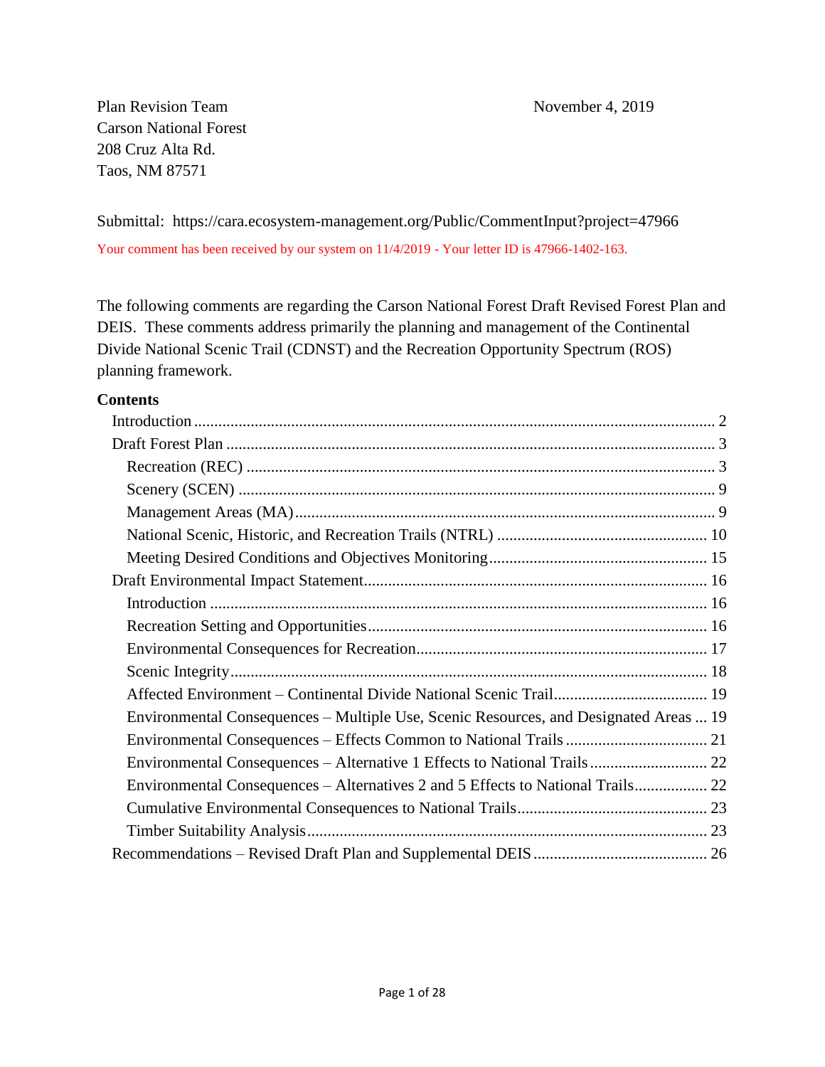Plan Revision Team
Carson National Forest
208 Cruz Alta Rd.
Taos, NM 87571

November 4, 2019

Submittal: https://cara.ecosystem-management.org/Public/CommentInput?project=47966

Your comment has been received by our system on 11/4/2019 - Your letter ID is 47966-1402-163.

The following comments are regarding the Carson National Forest Draft Revised Forest Plan and DEIS. These comments address primarily the planning and management of the Continental Divide National Scenic Trail (CDNST) and the Recreation Opportunity Spectrum (ROS) planning framework.

**Contents**

- Introduction ..... 2
- Draft Forest Plan ..... 3
  - Recreation (REC) ..... 3
  - Scenery (SCEN) ..... 9
  - Management Areas (MA) ..... 9
  - National Scenic, Historic, and Recreation Trails (NTRL) ..... 10
  - Meeting Desired Conditions and Objectives Monitoring ..... 15
- Draft Environmental Impact Statement ..... 16
  - Introduction ..... 16
  - Recreation Setting and Opportunities ..... 16
  - Environmental Consequences for Recreation ..... 17
  - Scenic Integrity ..... 18
  - Affected Environment – Continental Divide National Scenic Trail ..... 19
  - Environmental Consequences – Multiple Use, Scenic Resources, and Designated Areas ..... 19
  - Environmental Consequences – Effects Common to National Trails ..... 21
  - Environmental Consequences – Alternative 1 Effects to National Trails ..... 22
  - Environmental Consequences – Alternatives 2 and 5 Effects to National Trails ..... 22
  - Cumulative Environmental Consequences to National Trails ..... 23
  - Timber Suitability Analysis ..... 23
- Recommendations – Revised Draft Plan and Supplemental DEIS ..... 26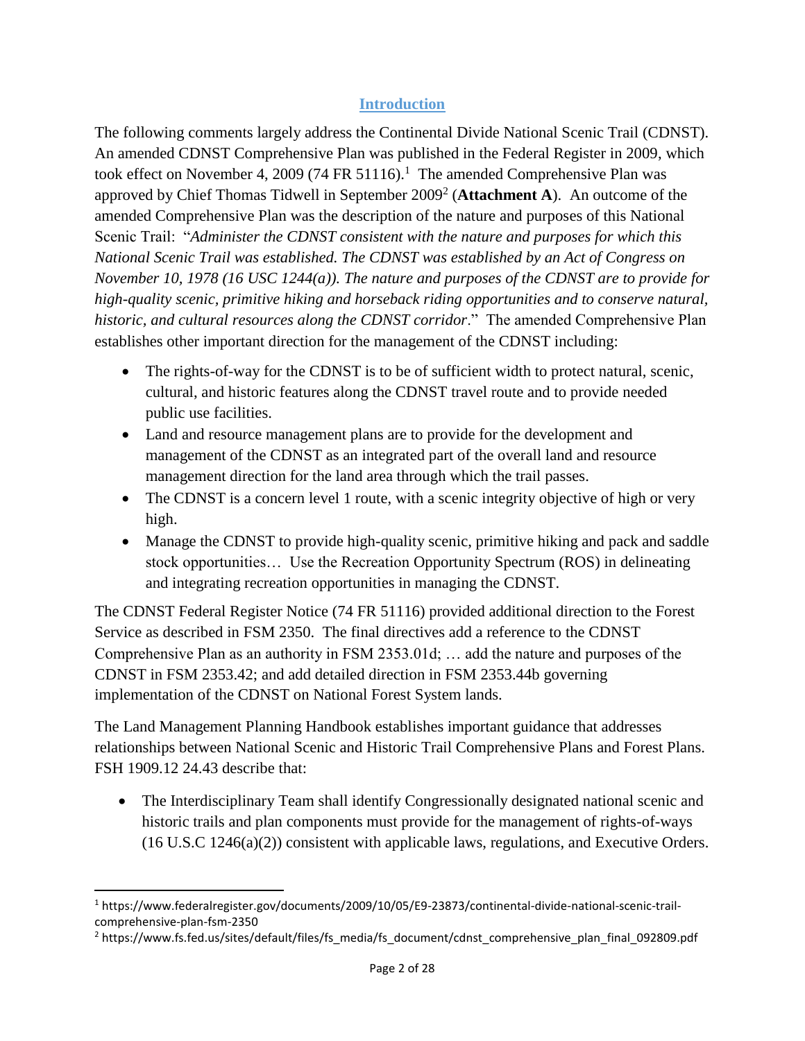## Introduction

The following comments largely address the Continental Divide National Scenic Trail (CDNST). An amended CDNST Comprehensive Plan was published in the Federal Register in 2009, which took effect on November 4, 2009 (74 FR 51116).[1] The amended Comprehensive Plan was approved by Chief Thomas Tidwell in September 2009[2] (**Attachment A**). An outcome of the amended Comprehensive Plan was the description of the nature and purposes of this National Scenic Trail: "*Administer the CDNST consistent with the nature and purposes for which this National Scenic Trail was established. The CDNST was established by an Act of Congress on November 10, 1978 (16 USC 1244(a)). The nature and purposes of the CDNST are to provide for high-quality scenic, primitive hiking and horseback riding opportunities and to conserve natural, historic, and cultural resources along the CDNST corridor*." The amended Comprehensive Plan establishes other important direction for the management of the CDNST including:

- The rights-of-way for the CDNST is to be of sufficient width to protect natural, scenic, cultural, and historic features along the CDNST travel route and to provide needed public use facilities.
- Land and resource management plans are to provide for the development and management of the CDNST as an integrated part of the overall land and resource management direction for the land area through which the trail passes.
- The CDNST is a concern level 1 route, with a scenic integrity objective of high or very high.
- Manage the CDNST to provide high-quality scenic, primitive hiking and pack and saddle stock opportunities… Use the Recreation Opportunity Spectrum (ROS) in delineating and integrating recreation opportunities in managing the CDNST.

The CDNST Federal Register Notice (74 FR 51116) provided additional direction to the Forest Service as described in FSM 2350. The final directives add a reference to the CDNST Comprehensive Plan as an authority in FSM 2353.01d; … add the nature and purposes of the CDNST in FSM 2353.42; and add detailed direction in FSM 2353.44b governing implementation of the CDNST on National Forest System lands.

The Land Management Planning Handbook establishes important guidance that addresses relationships between National Scenic and Historic Trail Comprehensive Plans and Forest Plans. FSH 1909.12 24.43 describe that:

- The Interdisciplinary Team shall identify Congressionally designated national scenic and historic trails and plan components must provide for the management of rights-of-ways (16 U.S.C 1246(a)(2)) consistent with applicable laws, regulations, and Executive Orders.

---

[1] https://www.federalregister.gov/documents/2009/10/05/E9-23873/continental-divide-national-scenic-trail-comprehensive-plan-fsm-2350

[2] https://www.fs.fed.us/sites/default/files/fs_media/fs_document/cdnst_comprehensive_plan_final_092809.pdf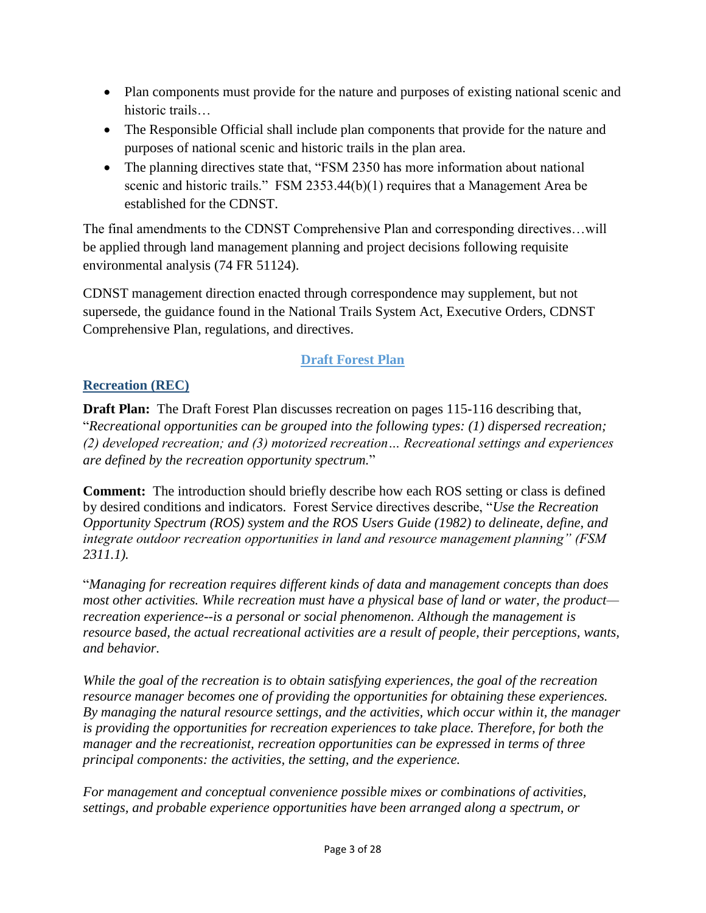- Plan components must provide for the nature and purposes of existing national scenic and historic trails…
- The Responsible Official shall include plan components that provide for the nature and purposes of national scenic and historic trails in the plan area.
- The planning directives state that, "FSM 2350 has more information about national scenic and historic trails." FSM 2353.44(b)(1) requires that a Management Area be established for the CDNST.

The final amendments to the CDNST Comprehensive Plan and corresponding directives…will be applied through land management planning and project decisions following requisite environmental analysis (74 FR 51124).

CDNST management direction enacted through correspondence may supplement, but not supersede, the guidance found in the National Trails System Act, Executive Orders, CDNST Comprehensive Plan, regulations, and directives.

## Draft Forest Plan

### Recreation (REC)

**Draft Plan:** The Draft Forest Plan discusses recreation on pages 115-116 describing that, "*Recreational opportunities can be grouped into the following types: (1) dispersed recreation; (2) developed recreation; and (3) motorized recreation… Recreational settings and experiences are defined by the recreation opportunity spectrum.*"

**Comment:** The introduction should briefly describe how each ROS setting or class is defined by desired conditions and indicators. Forest Service directives describe, "*Use the Recreation Opportunity Spectrum (ROS) system and the ROS Users Guide (1982) to delineate, define, and integrate outdoor recreation opportunities in land and resource management planning" (FSM 2311.1).*

"*Managing for recreation requires different kinds of data and management concepts than does most other activities. While recreation must have a physical base of land or water, the product—recreation experience--is a personal or social phenomenon. Although the management is resource based, the actual recreational activities are a result of people, their perceptions, wants, and behavior.*

*While the goal of the recreation is to obtain satisfying experiences, the goal of the recreation resource manager becomes one of providing the opportunities for obtaining these experiences. By managing the natural resource settings, and the activities, which occur within it, the manager is providing the opportunities for recreation experiences to take place. Therefore, for both the manager and the recreationist, recreation opportunities can be expressed in terms of three principal components: the activities, the setting, and the experience.*

*For management and conceptual convenience possible mixes or combinations of activities, settings, and probable experience opportunities have been arranged along a spectrum, or*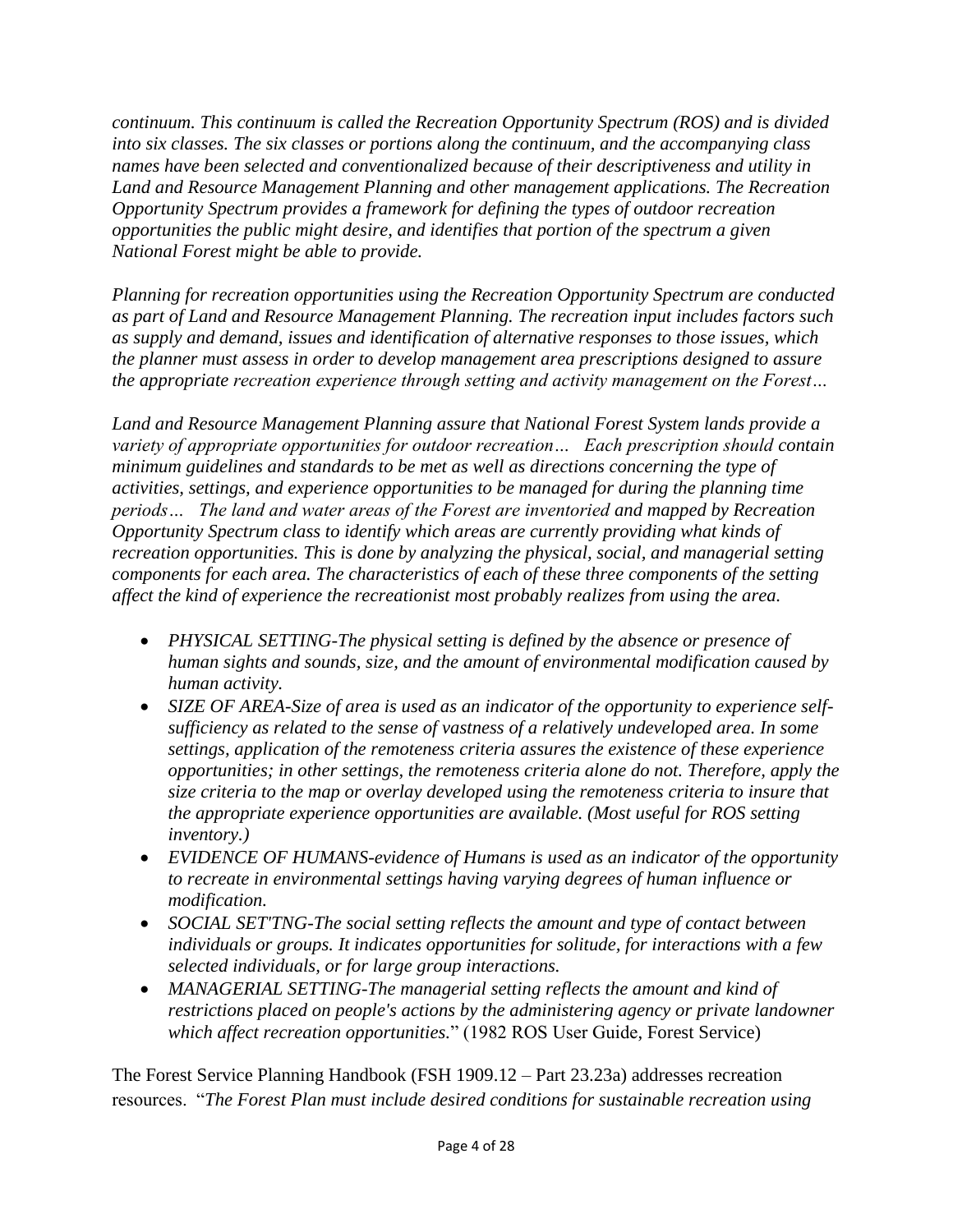*continuum. This continuum is called the Recreation Opportunity Spectrum (ROS) and is divided into six classes. The six classes or portions along the continuum, and the accompanying class names have been selected and conventionalized because of their descriptiveness and utility in Land and Resource Management Planning and other management applications. The Recreation Opportunity Spectrum provides a framework for defining the types of outdoor recreation opportunities the public might desire, and identifies that portion of the spectrum a given National Forest might be able to provide.*

*Planning for recreation opportunities using the Recreation Opportunity Spectrum are conducted as part of Land and Resource Management Planning. The recreation input includes factors such as supply and demand, issues and identification of alternative responses to those issues, which the planner must assess in order to develop management area prescriptions designed to assure the appropriate recreation experience through setting and activity management on the Forest…*

*Land and Resource Management Planning assure that National Forest System lands provide a variety of appropriate opportunities for outdoor recreation… Each prescription should contain minimum guidelines and standards to be met as well as directions concerning the type of activities, settings, and experience opportunities to be managed for during the planning time periods… The land and water areas of the Forest are inventoried and mapped by Recreation Opportunity Spectrum class to identify which areas are currently providing what kinds of recreation opportunities. This is done by analyzing the physical, social, and managerial setting components for each area. The characteristics of each of these three components of the setting affect the kind of experience the recreationist most probably realizes from using the area.*

- *PHYSICAL SETTING-The physical setting is defined by the absence or presence of human sights and sounds, size, and the amount of environmental modification caused by human activity.*
- *SIZE OF AREA-Size of area is used as an indicator of the opportunity to experience self-sufficiency as related to the sense of vastness of a relatively undeveloped area. In some settings, application of the remoteness criteria assures the existence of these experience opportunities; in other settings, the remoteness criteria alone do not. Therefore, apply the size criteria to the map or overlay developed using the remoteness criteria to insure that the appropriate experience opportunities are available. (Most useful for ROS setting inventory.)*
- *EVIDENCE OF HUMANS-evidence of Humans is used as an indicator of the opportunity to recreate in environmental settings having varying degrees of human influence or modification.*
- *SOCIAL SET'TNG-The social setting reflects the amount and type of contact between individuals or groups. It indicates opportunities for solitude, for interactions with a few selected individuals, or for large group interactions.*
- *MANAGERIAL SETTING-The managerial setting reflects the amount and kind of restrictions placed on people's actions by the administering agency or private landowner which affect recreation opportunities.*" (1982 ROS User Guide, Forest Service)

The Forest Service Planning Handbook (FSH 1909.12 – Part 23.23a) addresses recreation resources. "*The Forest Plan must include desired conditions for sustainable recreation using*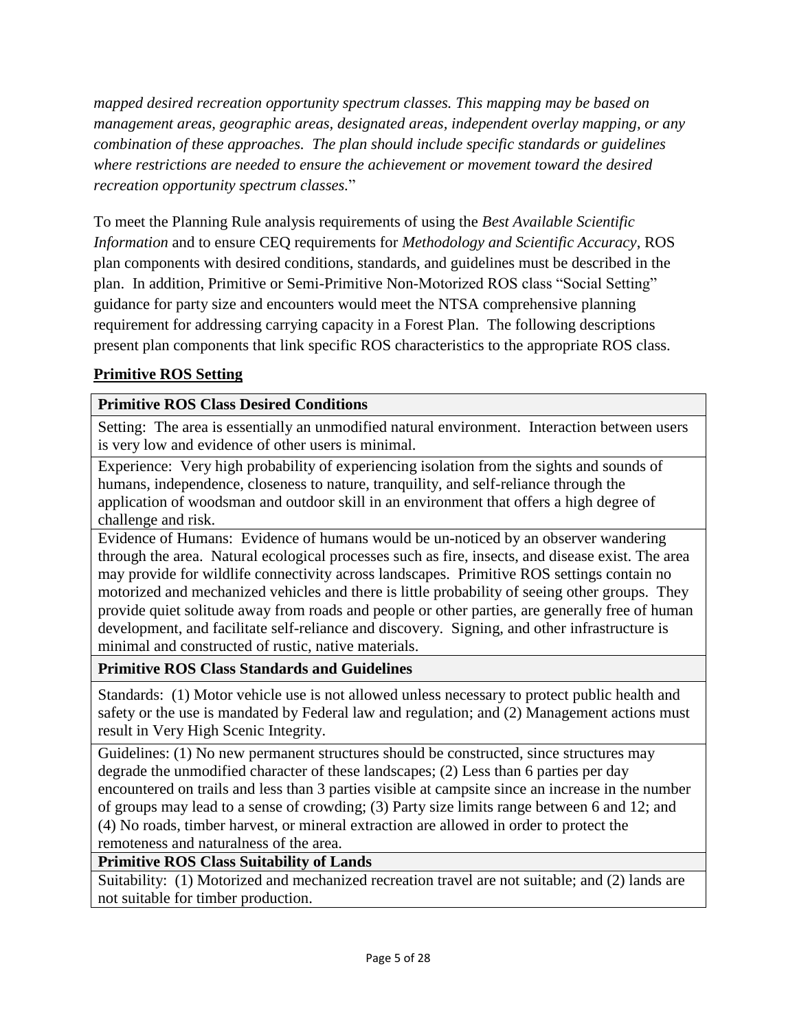*mapped desired recreation opportunity spectrum classes. This mapping may be based on management areas, geographic areas, designated areas, independent overlay mapping, or any combination of these approaches. The plan should include specific standards or guidelines where restrictions are needed to ensure the achievement or movement toward the desired recreation opportunity spectrum classes.*"

To meet the Planning Rule analysis requirements of using the *Best Available Scientific Information* and to ensure CEQ requirements for *Methodology and Scientific Accuracy*, ROS plan components with desired conditions, standards, and guidelines must be described in the plan. In addition, Primitive or Semi-Primitive Non-Motorized ROS class "Social Setting" guidance for party size and encounters would meet the NTSA comprehensive planning requirement for addressing carrying capacity in a Forest Plan. The following descriptions present plan components that link specific ROS characteristics to the appropriate ROS class.

**Primitive ROS Setting**

| **Primitive ROS Class Desired Conditions** |
|---|
| Setting: The area is essentially an unmodified natural environment. Interaction between users is very low and evidence of other users is minimal. |
| Experience: Very high probability of experiencing isolation from the sights and sounds of humans, independence, closeness to nature, tranquility, and self-reliance through the application of woodsman and outdoor skill in an environment that offers a high degree of challenge and risk. |
| Evidence of Humans: Evidence of humans would be un-noticed by an observer wandering through the area. Natural ecological processes such as fire, insects, and disease exist. The area may provide for wildlife connectivity across landscapes. Primitive ROS settings contain no motorized and mechanized vehicles and there is little probability of seeing other groups. They provide quiet solitude away from roads and people or other parties, are generally free of human development, and facilitate self-reliance and discovery. Signing, and other infrastructure is minimal and constructed of rustic, native materials. |
| **Primitive ROS Class Standards and Guidelines** |
| Standards: (1) Motor vehicle use is not allowed unless necessary to protect public health and safety or the use is mandated by Federal law and regulation; and (2) Management actions must result in Very High Scenic Integrity. |
| Guidelines: (1) No new permanent structures should be constructed, since structures may degrade the unmodified character of these landscapes; (2) Less than 6 parties per day encountered on trails and less than 3 parties visible at campsite since an increase in the number of groups may lead to a sense of crowding; (3) Party size limits range between 6 and 12; and (4) No roads, timber harvest, or mineral extraction are allowed in order to protect the remoteness and naturalness of the area. |
| **Primitive ROS Class Suitability of Lands** |
| Suitability: (1) Motorized and mechanized recreation travel are not suitable; and (2) lands are not suitable for timber production. |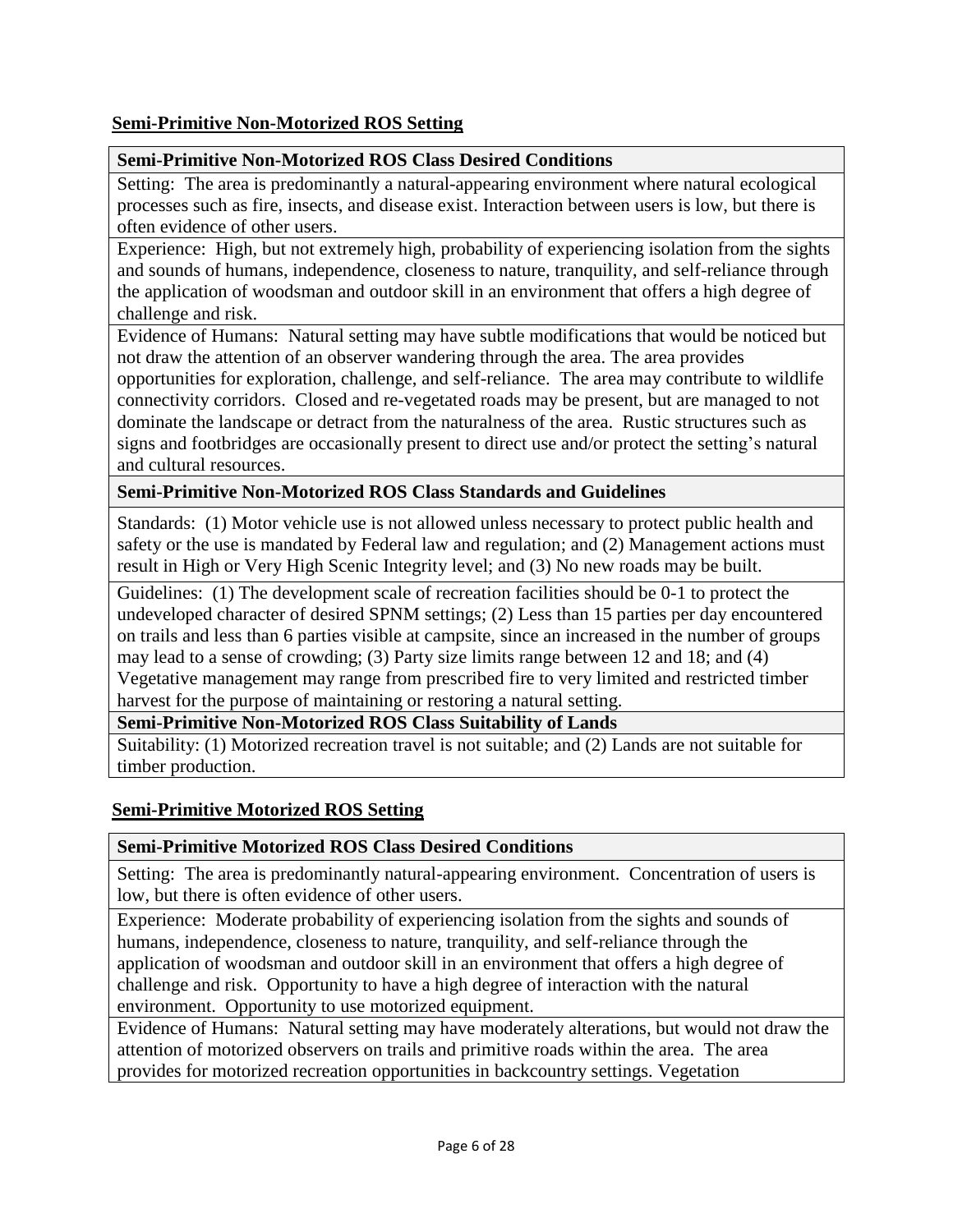## Semi-Primitive Non-Motorized ROS Setting

| **Semi-Primitive Non-Motorized ROS Class Desired Conditions** |
|---|
| Setting: The area is predominantly a natural-appearing environment where natural ecological processes such as fire, insects, and disease exist. Interaction between users is low, but there is often evidence of other users. |
| Experience: High, but not extremely high, probability of experiencing isolation from the sights and sounds of humans, independence, closeness to nature, tranquility, and self-reliance through the application of woodsman and outdoor skill in an environment that offers a high degree of challenge and risk. |
| Evidence of Humans: Natural setting may have subtle modifications that would be noticed but not draw the attention of an observer wandering through the area. The area provides opportunities for exploration, challenge, and self-reliance. The area may contribute to wildlife connectivity corridors. Closed and re-vegetated roads may be present, but are managed to not dominate the landscape or detract from the naturalness of the area. Rustic structures such as signs and footbridges are occasionally present to direct use and/or protect the setting's natural and cultural resources. |
| **Semi-Primitive Non-Motorized ROS Class Standards and Guidelines** |
| Standards: (1) Motor vehicle use is not allowed unless necessary to protect public health and safety or the use is mandated by Federal law and regulation; and (2) Management actions must result in High or Very High Scenic Integrity level; and (3) No new roads may be built. |
| Guidelines: (1) The development scale of recreation facilities should be 0-1 to protect the undeveloped character of desired SPNM settings; (2) Less than 15 parties per day encountered on trails and less than 6 parties visible at campsite, since an increased in the number of groups may lead to a sense of crowding; (3) Party size limits range between 12 and 18; and (4) Vegetative management may range from prescribed fire to very limited and restricted timber harvest for the purpose of maintaining or restoring a natural setting. |
| **Semi-Primitive Non-Motorized ROS Class Suitability of Lands** |
| Suitability: (1) Motorized recreation travel is not suitable; and (2) Lands are not suitable for timber production. |

## Semi-Primitive Motorized ROS Setting

| **Semi-Primitive Motorized ROS Class Desired Conditions** |
|---|
| Setting: The area is predominantly natural-appearing environment. Concentration of users is low, but there is often evidence of other users. |
| Experience: Moderate probability of experiencing isolation from the sights and sounds of humans, independence, closeness to nature, tranquility, and self-reliance through the application of woodsman and outdoor skill in an environment that offers a high degree of challenge and risk. Opportunity to have a high degree of interaction with the natural environment. Opportunity to use motorized equipment. |
| Evidence of Humans: Natural setting may have moderately alterations, but would not draw the attention of motorized observers on trails and primitive roads within the area. The area provides for motorized recreation opportunities in backcountry settings. Vegetation |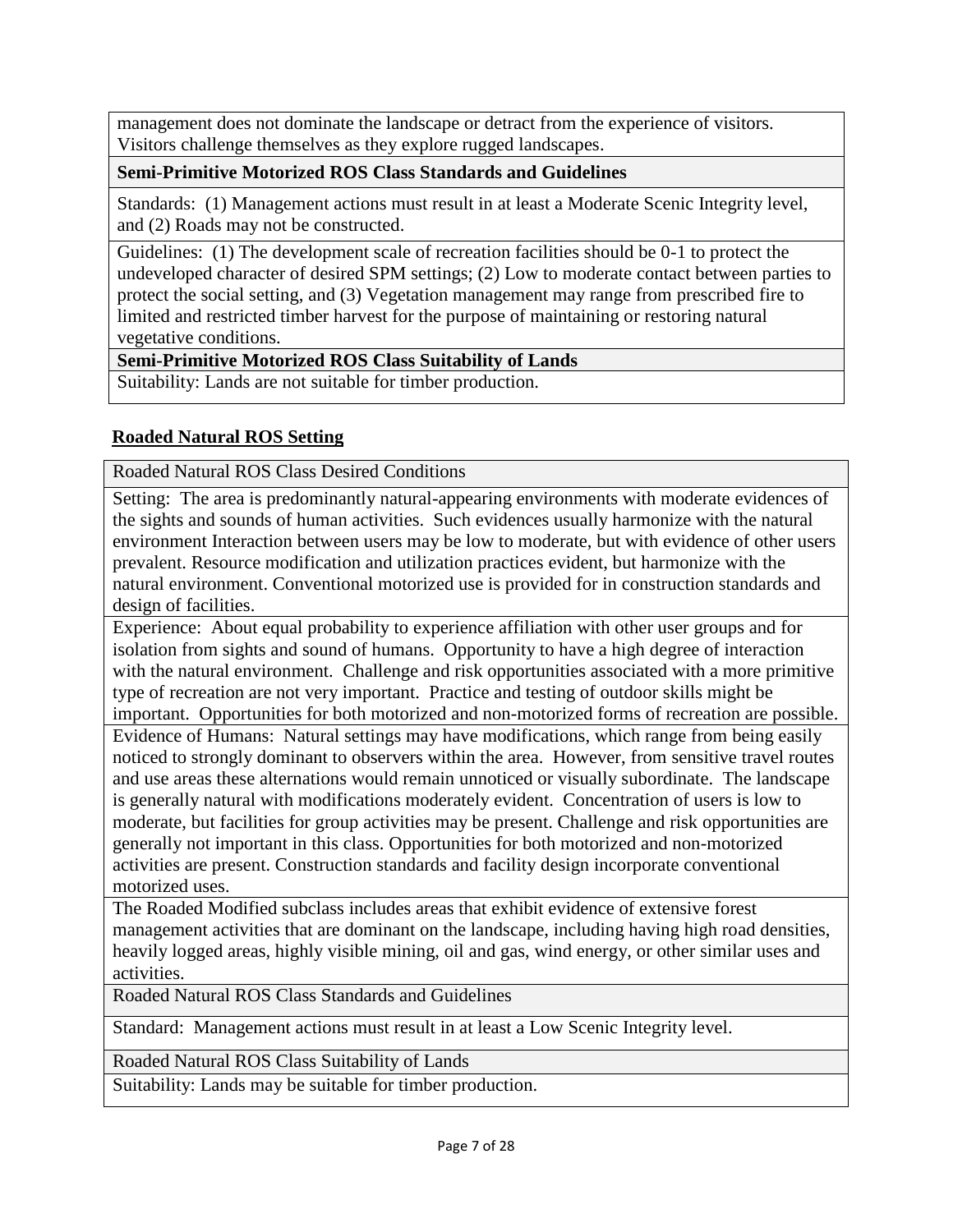| management does not dominate the landscape or detract from the experience of visitors. Visitors challenge themselves as they explore rugged landscapes. |
|---|
| **Semi-Primitive Motorized ROS Class Standards and Guidelines** |
| Standards: (1) Management actions must result in at least a Moderate Scenic Integrity level, and (2) Roads may not be constructed. |
| Guidelines: (1) The development scale of recreation facilities should be 0-1 to protect the undeveloped character of desired SPM settings; (2) Low to moderate contact between parties to protect the social setting, and (3) Vegetation management may range from prescribed fire to limited and restricted timber harvest for the purpose of maintaining or restoring natural vegetative conditions. |
| **Semi-Primitive Motorized ROS Class Suitability of Lands** |
| Suitability: Lands are not suitable for timber production. |

## Roaded Natural ROS Setting

| Roaded Natural ROS Class Desired Conditions |
|---|
| Setting: The area is predominantly natural-appearing environments with moderate evidences of the sights and sounds of human activities. Such evidences usually harmonize with the natural environment Interaction between users may be low to moderate, but with evidence of other users prevalent. Resource modification and utilization practices evident, but harmonize with the natural environment. Conventional motorized use is provided for in construction standards and design of facilities. |
| Experience: About equal probability to experience affiliation with other user groups and for isolation from sights and sound of humans. Opportunity to have a high degree of interaction with the natural environment. Challenge and risk opportunities associated with a more primitive type of recreation are not very important. Practice and testing of outdoor skills might be important. Opportunities for both motorized and non-motorized forms of recreation are possible. |
| Evidence of Humans: Natural settings may have modifications, which range from being easily noticed to strongly dominant to observers within the area. However, from sensitive travel routes and use areas these alternations would remain unnoticed or visually subordinate. The landscape is generally natural with modifications moderately evident. Concentration of users is low to moderate, but facilities for group activities may be present. Challenge and risk opportunities are generally not important in this class. Opportunities for both motorized and non-motorized activities are present. Construction standards and facility design incorporate conventional motorized uses. |
| The Roaded Modified subclass includes areas that exhibit evidence of extensive forest management activities that are dominant on the landscape, including having high road densities, heavily logged areas, highly visible mining, oil and gas, wind energy, or other similar uses and activities. |
| Roaded Natural ROS Class Standards and Guidelines |
| Standard: Management actions must result in at least a Low Scenic Integrity level. |
| Roaded Natural ROS Class Suitability of Lands |
| Suitability: Lands may be suitable for timber production. |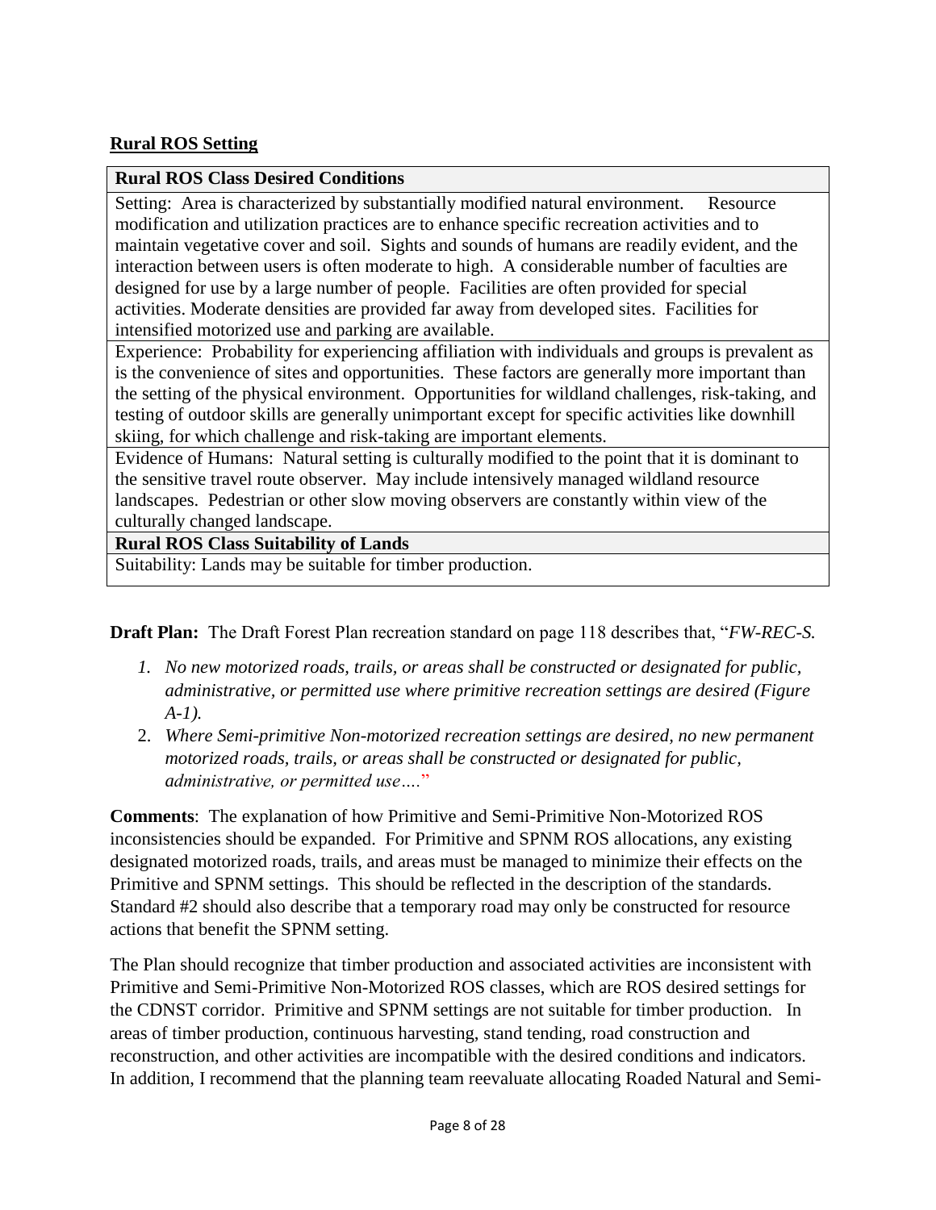**Rural ROS Setting**

| **Rural ROS Class Desired Conditions** |
|---|
| Setting: Area is characterized by substantially modified natural environment. Resource modification and utilization practices are to enhance specific recreation activities and to maintain vegetative cover and soil. Sights and sounds of humans are readily evident, and the interaction between users is often moderate to high. A considerable number of faculties are designed for use by a large number of people. Facilities are often provided for special activities. Moderate densities are provided far away from developed sites. Facilities for intensified motorized use and parking are available. |
| Experience: Probability for experiencing affiliation with individuals and groups is prevalent as is the convenience of sites and opportunities. These factors are generally more important than the setting of the physical environment. Opportunities for wildland challenges, risk-taking, and testing of outdoor skills are generally unimportant except for specific activities like downhill skiing, for which challenge and risk-taking are important elements. |
| Evidence of Humans: Natural setting is culturally modified to the point that it is dominant to the sensitive travel route observer. May include intensively managed wildland resource landscapes. Pedestrian or other slow moving observers are constantly within view of the culturally changed landscape. |
| **Rural ROS Class Suitability of Lands** |
| Suitability: Lands may be suitable for timber production. |

**Draft Plan:** The Draft Forest Plan recreation standard on page 118 describes that, "*FW-REC-S.*

1. *No new motorized roads, trails, or areas shall be constructed or designated for public, administrative, or permitted use where primitive recreation settings are desired (Figure A-1).*
2. *Where Semi-primitive Non-motorized recreation settings are desired, no new permanent motorized roads, trails, or areas shall be constructed or designated for public, administrative, or permitted use….*"

**Comments**: The explanation of how Primitive and Semi-Primitive Non-Motorized ROS inconsistencies should be expanded. For Primitive and SPNM ROS allocations, any existing designated motorized roads, trails, and areas must be managed to minimize their effects on the Primitive and SPNM settings. This should be reflected in the description of the standards. Standard #2 should also describe that a temporary road may only be constructed for resource actions that benefit the SPNM setting.

The Plan should recognize that timber production and associated activities are inconsistent with Primitive and Semi-Primitive Non-Motorized ROS classes, which are ROS desired settings for the CDNST corridor. Primitive and SPNM settings are not suitable for timber production. In areas of timber production, continuous harvesting, stand tending, road construction and reconstruction, and other activities are incompatible with the desired conditions and indicators. In addition, I recommend that the planning team reevaluate allocating Roaded Natural and Semi-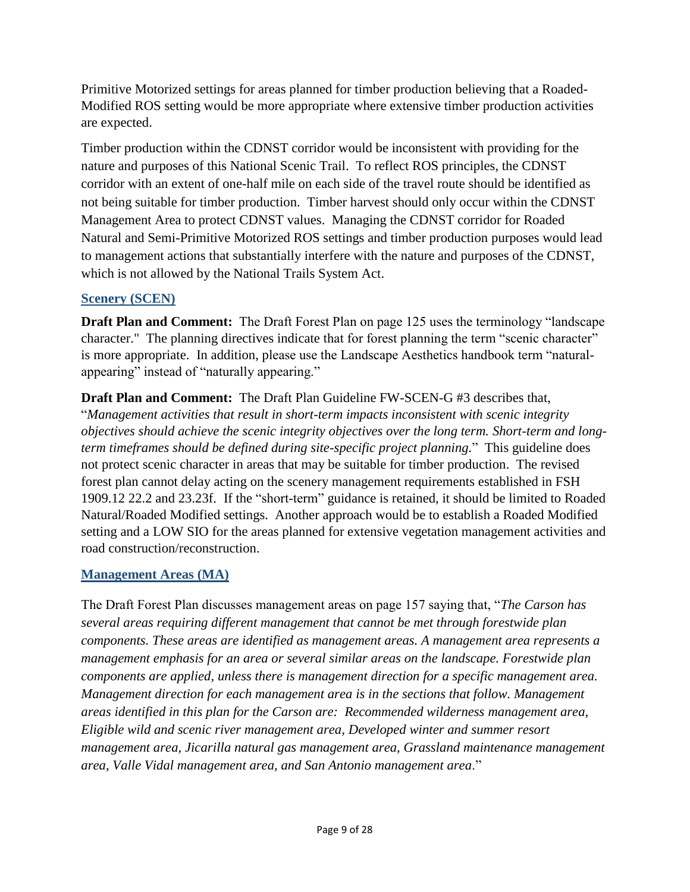Primitive Motorized settings for areas planned for timber production believing that a Roaded-Modified ROS setting would be more appropriate where extensive timber production activities are expected.

Timber production within the CDNST corridor would be inconsistent with providing for the nature and purposes of this National Scenic Trail. To reflect ROS principles, the CDNST corridor with an extent of one-half mile on each side of the travel route should be identified as not being suitable for timber production. Timber harvest should only occur within the CDNST Management Area to protect CDNST values. Managing the CDNST corridor for Roaded Natural and Semi-Primitive Motorized ROS settings and timber production purposes would lead to management actions that substantially interfere with the nature and purposes of the CDNST, which is not allowed by the National Trails System Act.

## Scenery (SCEN)

**Draft Plan and Comment:** The Draft Forest Plan on page 125 uses the terminology "landscape character." The planning directives indicate that for forest planning the term "scenic character" is more appropriate. In addition, please use the Landscape Aesthetics handbook term "natural-appearing" instead of "naturally appearing."

**Draft Plan and Comment:** The Draft Plan Guideline FW-SCEN-G #3 describes that, "*Management activities that result in short-term impacts inconsistent with scenic integrity objectives should achieve the scenic integrity objectives over the long term. Short-term and long-term timeframes should be defined during site-specific project planning.*" This guideline does not protect scenic character in areas that may be suitable for timber production. The revised forest plan cannot delay acting on the scenery management requirements established in FSH 1909.12 22.2 and 23.23f. If the "short-term" guidance is retained, it should be limited to Roaded Natural/Roaded Modified settings. Another approach would be to establish a Roaded Modified setting and a LOW SIO for the areas planned for extensive vegetation management activities and road construction/reconstruction.

## Management Areas (MA)

The Draft Forest Plan discusses management areas on page 157 saying that, "*The Carson has several areas requiring different management that cannot be met through forestwide plan components. These areas are identified as management areas. A management area represents a management emphasis for an area or several similar areas on the landscape. Forestwide plan components are applied, unless there is management direction for a specific management area. Management direction for each management area is in the sections that follow. Management areas identified in this plan for the Carson are: Recommended wilderness management area, Eligible wild and scenic river management area, Developed winter and summer resort management area, Jicarilla natural gas management area, Grassland maintenance management area, Valle Vidal management area, and San Antonio management area*."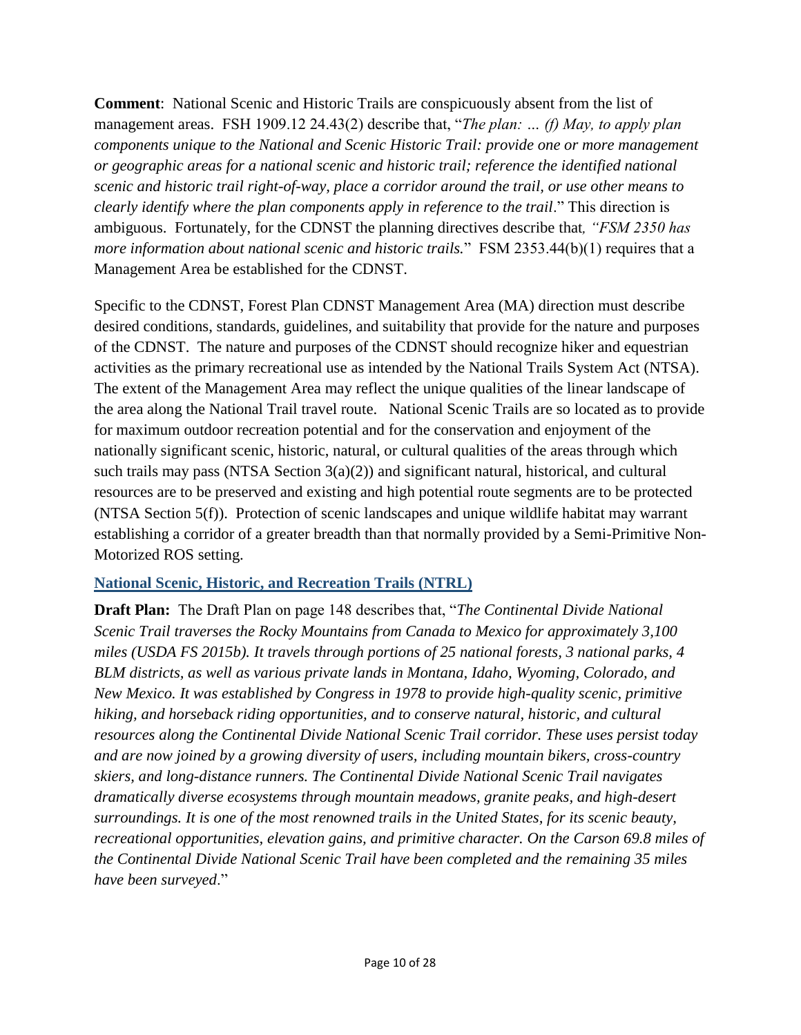**Comment**: National Scenic and Historic Trails are conspicuously absent from the list of management areas. FSH 1909.12 24.43(2) describe that, "*The plan: … (f) May, to apply plan components unique to the National and Scenic Historic Trail: provide one or more management or geographic areas for a national scenic and historic trail; reference the identified national scenic and historic trail right-of-way, place a corridor around the trail, or use other means to clearly identify where the plan components apply in reference to the trail*." This direction is ambiguous. Fortunately, for the CDNST the planning directives describe that*, "FSM 2350 has more information about national scenic and historic trails.*" FSM 2353.44(b)(1) requires that a Management Area be established for the CDNST.

Specific to the CDNST, Forest Plan CDNST Management Area (MA) direction must describe desired conditions, standards, guidelines, and suitability that provide for the nature and purposes of the CDNST. The nature and purposes of the CDNST should recognize hiker and equestrian activities as the primary recreational use as intended by the National Trails System Act (NTSA). The extent of the Management Area may reflect the unique qualities of the linear landscape of the area along the National Trail travel route. National Scenic Trails are so located as to provide for maximum outdoor recreation potential and for the conservation and enjoyment of the nationally significant scenic, historic, natural, or cultural qualities of the areas through which such trails may pass (NTSA Section 3(a)(2)) and significant natural, historical, and cultural resources are to be preserved and existing and high potential route segments are to be protected (NTSA Section 5(f)). Protection of scenic landscapes and unique wildlife habitat may warrant establishing a corridor of a greater breadth than that normally provided by a Semi-Primitive Non-Motorized ROS setting.

## National Scenic, Historic, and Recreation Trails (NTRL)

**Draft Plan:** The Draft Plan on page 148 describes that, "*The Continental Divide National Scenic Trail traverses the Rocky Mountains from Canada to Mexico for approximately 3,100 miles (USDA FS 2015b). It travels through portions of 25 national forests, 3 national parks, 4 BLM districts, as well as various private lands in Montana, Idaho, Wyoming, Colorado, and New Mexico. It was established by Congress in 1978 to provide high-quality scenic, primitive hiking, and horseback riding opportunities, and to conserve natural, historic, and cultural resources along the Continental Divide National Scenic Trail corridor. These uses persist today and are now joined by a growing diversity of users, including mountain bikers, cross-country skiers, and long-distance runners. The Continental Divide National Scenic Trail navigates dramatically diverse ecosystems through mountain meadows, granite peaks, and high-desert surroundings. It is one of the most renowned trails in the United States, for its scenic beauty, recreational opportunities, elevation gains, and primitive character. On the Carson 69.8 miles of the Continental Divide National Scenic Trail have been completed and the remaining 35 miles have been surveyed*."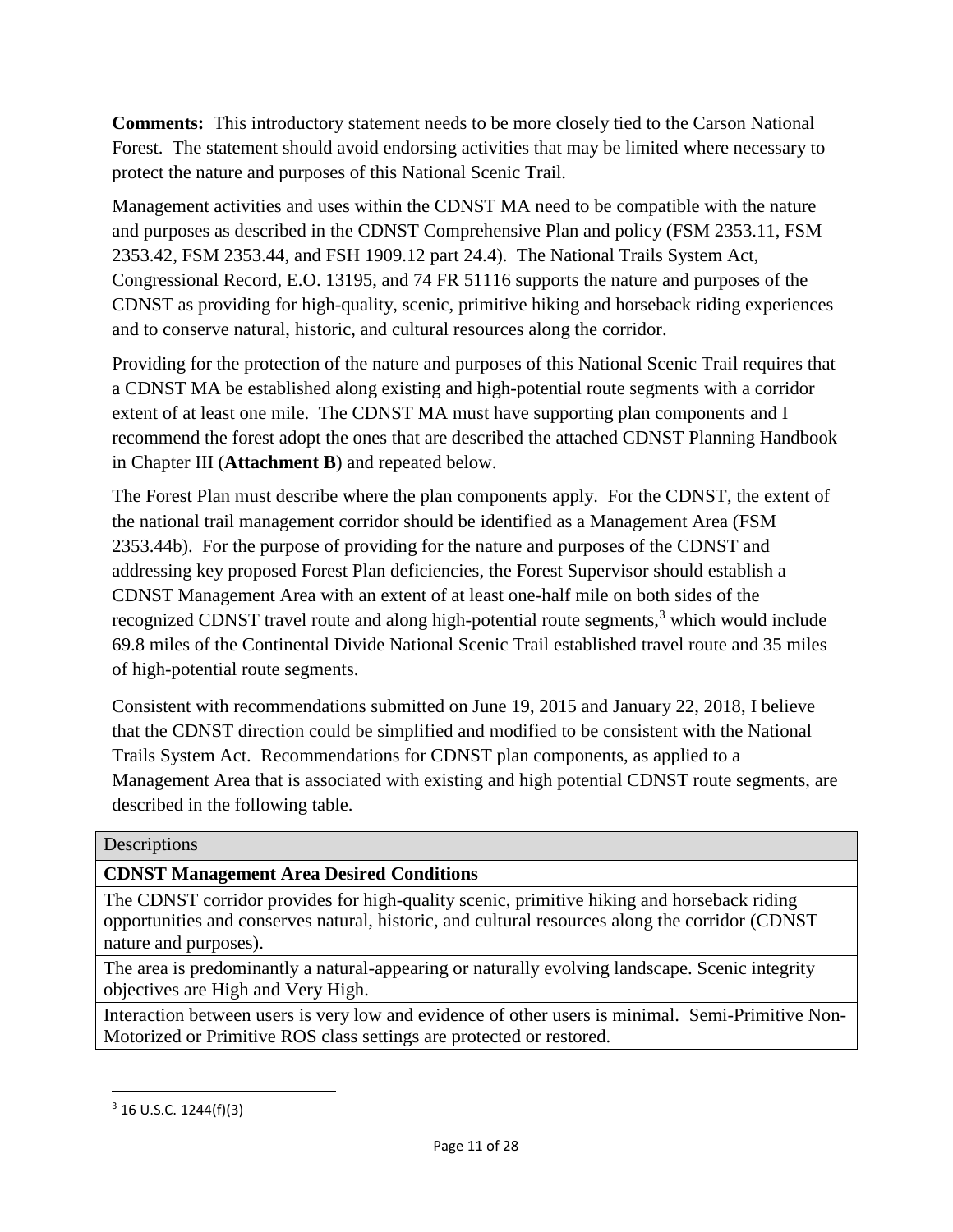**Comments:** This introductory statement needs to be more closely tied to the Carson National Forest. The statement should avoid endorsing activities that may be limited where necessary to protect the nature and purposes of this National Scenic Trail.

Management activities and uses within the CDNST MA need to be compatible with the nature and purposes as described in the CDNST Comprehensive Plan and policy (FSM 2353.11, FSM 2353.42, FSM 2353.44, and FSH 1909.12 part 24.4). The National Trails System Act, Congressional Record, E.O. 13195, and 74 FR 51116 supports the nature and purposes of the CDNST as providing for high-quality, scenic, primitive hiking and horseback riding experiences and to conserve natural, historic, and cultural resources along the corridor.

Providing for the protection of the nature and purposes of this National Scenic Trail requires that a CDNST MA be established along existing and high-potential route segments with a corridor extent of at least one mile. The CDNST MA must have supporting plan components and I recommend the forest adopt the ones that are described the attached CDNST Planning Handbook in Chapter III (**Attachment B**) and repeated below.

The Forest Plan must describe where the plan components apply. For the CDNST, the extent of the national trail management corridor should be identified as a Management Area (FSM 2353.44b). For the purpose of providing for the nature and purposes of the CDNST and addressing key proposed Forest Plan deficiencies, the Forest Supervisor should establish a CDNST Management Area with an extent of at least one-half mile on both sides of the recognized CDNST travel route and along high-potential route segments,[3] which would include 69.8 miles of the Continental Divide National Scenic Trail established travel route and 35 miles of high-potential route segments.

Consistent with recommendations submitted on June 19, 2015 and January 22, 2018, I believe that the CDNST direction could be simplified and modified to be consistent with the National Trails System Act. Recommendations for CDNST plan components, as applied to a Management Area that is associated with existing and high potential CDNST route segments, are described in the following table.

| Descriptions |
| --- |
| **CDNST Management Area Desired Conditions** |
| The CDNST corridor provides for high-quality scenic, primitive hiking and horseback riding opportunities and conserves natural, historic, and cultural resources along the corridor (CDNST nature and purposes). |
| The area is predominantly a natural-appearing or naturally evolving landscape. Scenic integrity objectives are High and Very High. |
| Interaction between users is very low and evidence of other users is minimal. Semi-Primitive Non-Motorized or Primitive ROS class settings are protected or restored. |

[3] 16 U.S.C. 1244(f)(3)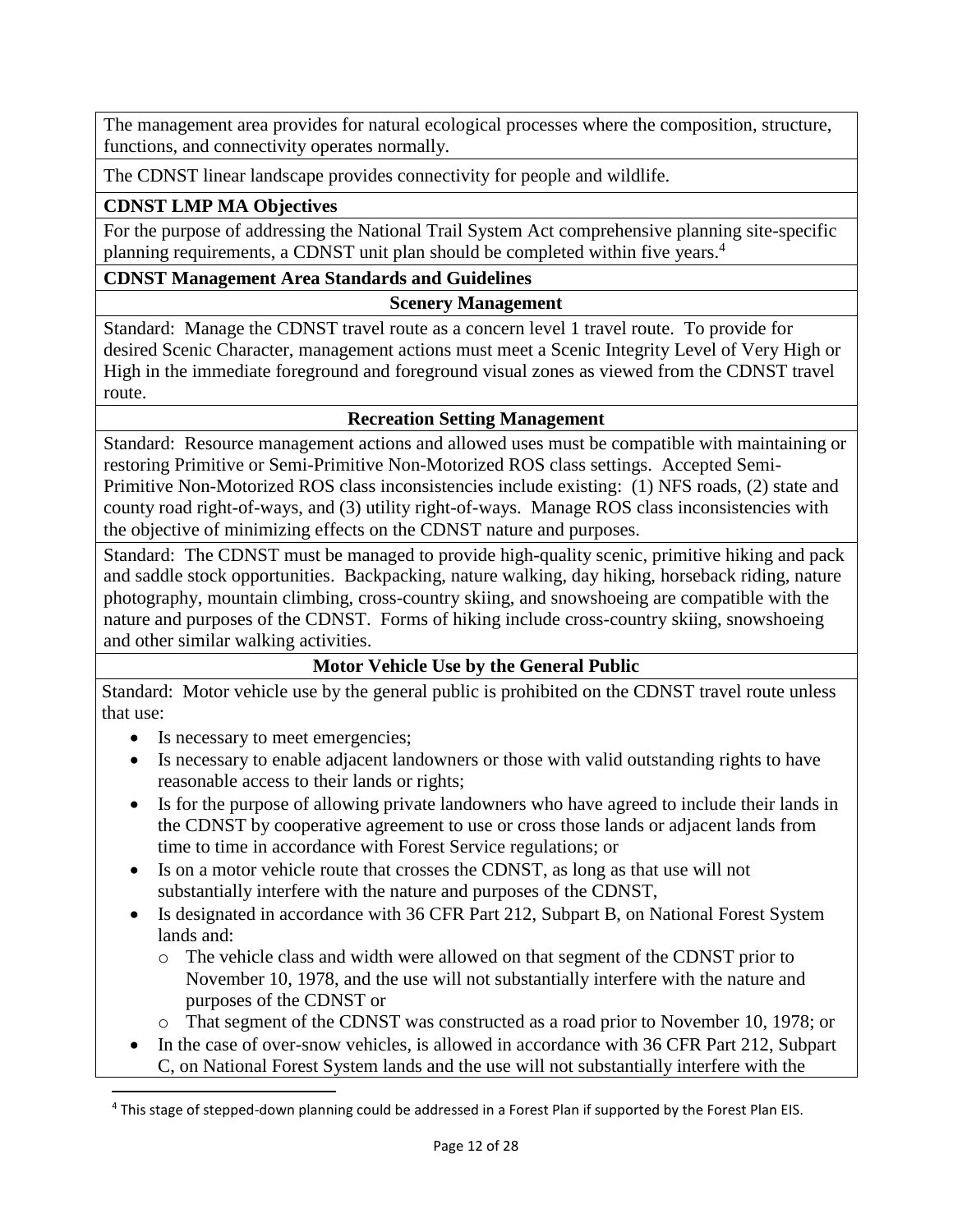The management area provides for natural ecological processes where the composition, structure, functions, and connectivity operates normally.

The CDNST linear landscape provides connectivity for people and wildlife.

**CDNST LMP MA Objectives**

For the purpose of addressing the National Trail System Act comprehensive planning site-specific planning requirements, a CDNST unit plan should be completed within five years.[4]

**CDNST Management Area Standards and Guidelines**

**Scenery Management**

Standard: Manage the CDNST travel route as a concern level 1 travel route. To provide for desired Scenic Character, management actions must meet a Scenic Integrity Level of Very High or High in the immediate foreground and foreground visual zones as viewed from the CDNST travel route.

**Recreation Setting Management**

Standard: Resource management actions and allowed uses must be compatible with maintaining or restoring Primitive or Semi-Primitive Non-Motorized ROS class settings. Accepted Semi-Primitive Non-Motorized ROS class inconsistencies include existing: (1) NFS roads, (2) state and county road right-of-ways, and (3) utility right-of-ways. Manage ROS class inconsistencies with the objective of minimizing effects on the CDNST nature and purposes.

Standard: The CDNST must be managed to provide high-quality scenic, primitive hiking and pack and saddle stock opportunities. Backpacking, nature walking, day hiking, horseback riding, nature photography, mountain climbing, cross-country skiing, and snowshoeing are compatible with the nature and purposes of the CDNST. Forms of hiking include cross-country skiing, snowshoeing and other similar walking activities.

**Motor Vehicle Use by the General Public**

Standard: Motor vehicle use by the general public is prohibited on the CDNST travel route unless that use:

- Is necessary to meet emergencies;
- Is necessary to enable adjacent landowners or those with valid outstanding rights to have reasonable access to their lands or rights;
- Is for the purpose of allowing private landowners who have agreed to include their lands in the CDNST by cooperative agreement to use or cross those lands or adjacent lands from time to time in accordance with Forest Service regulations; or
- Is on a motor vehicle route that crosses the CDNST, as long as that use will not substantially interfere with the nature and purposes of the CDNST,
- Is designated in accordance with 36 CFR Part 212, Subpart B, on National Forest System lands and:
  - The vehicle class and width were allowed on that segment of the CDNST prior to November 10, 1978, and the use will not substantially interfere with the nature and purposes of the CDNST or
  - That segment of the CDNST was constructed as a road prior to November 10, 1978; or
- In the case of over-snow vehicles, is allowed in accordance with 36 CFR Part 212, Subpart C, on National Forest System lands and the use will not substantially interfere with the

[4] This stage of stepped-down planning could be addressed in a Forest Plan if supported by the Forest Plan EIS.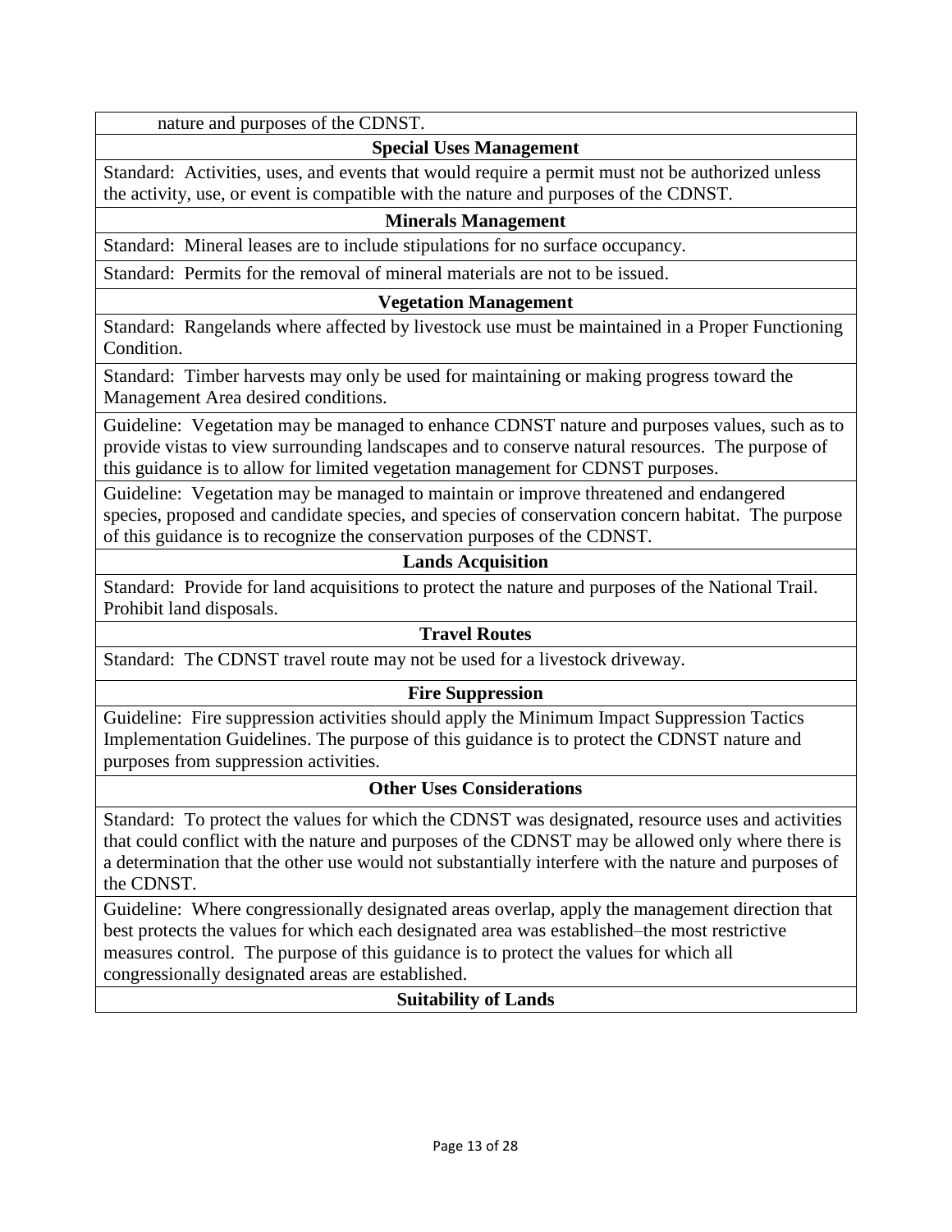nature and purposes of the CDNST.

**Special Uses Management**

Standard: Activities, uses, and events that would require a permit must not be authorized unless the activity, use, or event is compatible with the nature and purposes of the CDNST.

**Minerals Management**

Standard: Mineral leases are to include stipulations for no surface occupancy.

Standard: Permits for the removal of mineral materials are not to be issued.

**Vegetation Management**

Standard: Rangelands where affected by livestock use must be maintained in a Proper Functioning Condition.

Standard: Timber harvests may only be used for maintaining or making progress toward the Management Area desired conditions.

Guideline: Vegetation may be managed to enhance CDNST nature and purposes values, such as to provide vistas to view surrounding landscapes and to conserve natural resources. The purpose of this guidance is to allow for limited vegetation management for CDNST purposes.

Guideline: Vegetation may be managed to maintain or improve threatened and endangered species, proposed and candidate species, and species of conservation concern habitat. The purpose of this guidance is to recognize the conservation purposes of the CDNST.

**Lands Acquisition**

Standard: Provide for land acquisitions to protect the nature and purposes of the National Trail. Prohibit land disposals.

**Travel Routes**

Standard: The CDNST travel route may not be used for a livestock driveway.

**Fire Suppression**

Guideline: Fire suppression activities should apply the Minimum Impact Suppression Tactics Implementation Guidelines. The purpose of this guidance is to protect the CDNST nature and purposes from suppression activities.

**Other Uses Considerations**

Standard: To protect the values for which the CDNST was designated, resource uses and activities that could conflict with the nature and purposes of the CDNST may be allowed only where there is a determination that the other use would not substantially interfere with the nature and purposes of the CDNST.

Guideline: Where congressionally designated areas overlap, apply the management direction that best protects the values for which each designated area was established–the most restrictive measures control. The purpose of this guidance is to protect the values for which all congressionally designated areas are established.

**Suitability of Lands**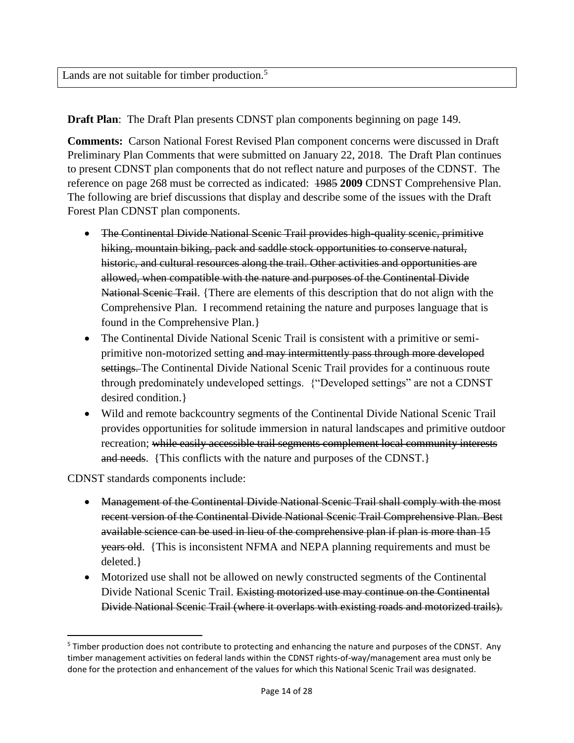| Lands are not suitable for timber production.[5] |
| --- |

**Draft Plan**: The Draft Plan presents CDNST plan components beginning on page 149.

**Comments:** Carson National Forest Revised Plan component concerns were discussed in Draft Preliminary Plan Comments that were submitted on January 22, 2018. The Draft Plan continues to present CDNST plan components that do not reflect nature and purposes of the CDNST. The reference on page 268 must be corrected as indicated: ~~1985~~ **2009** CDNST Comprehensive Plan. The following are brief discussions that display and describe some of the issues with the Draft Forest Plan CDNST plan components.

- ~~The Continental Divide National Scenic Trail provides high-quality scenic, primitive hiking, mountain biking, pack and saddle stock opportunities to conserve natural, historic, and cultural resources along the trail. Other activities and opportunities are allowed, when compatible with the nature and purposes of the Continental Divide National Scenic Trail~~. {There are elements of this description that do not align with the Comprehensive Plan. I recommend retaining the nature and purposes language that is found in the Comprehensive Plan.}
- The Continental Divide National Scenic Trail is consistent with a primitive or semi-primitive non-motorized setting ~~and may intermittently pass through more developed settings.~~ The Continental Divide National Scenic Trail provides for a continuous route through predominately undeveloped settings. {"Developed settings" are not a CDNST desired condition.}
- Wild and remote backcountry segments of the Continental Divide National Scenic Trail provides opportunities for solitude immersion in natural landscapes and primitive outdoor recreation; ~~while easily accessible trail segments complement local community interests and needs~~. {This conflicts with the nature and purposes of the CDNST.}

CDNST standards components include:

- ~~Management of the Continental Divide National Scenic Trail shall comply with the most recent version of the Continental Divide National Scenic Trail Comprehensive Plan. Best available science can be used in lieu of the comprehensive plan if plan is more than 15 years old~~. {This is inconsistent NFMA and NEPA planning requirements and must be deleted.}
- Motorized use shall not be allowed on newly constructed segments of the Continental Divide National Scenic Trail. ~~Existing motorized use may continue on the Continental Divide National Scenic Trail (where it overlaps with existing roads and motorized trails).~~

[5] Timber production does not contribute to protecting and enhancing the nature and purposes of the CDNST. Any timber management activities on federal lands within the CDNST rights-of-way/management area must only be done for the protection and enhancement of the values for which this National Scenic Trail was designated.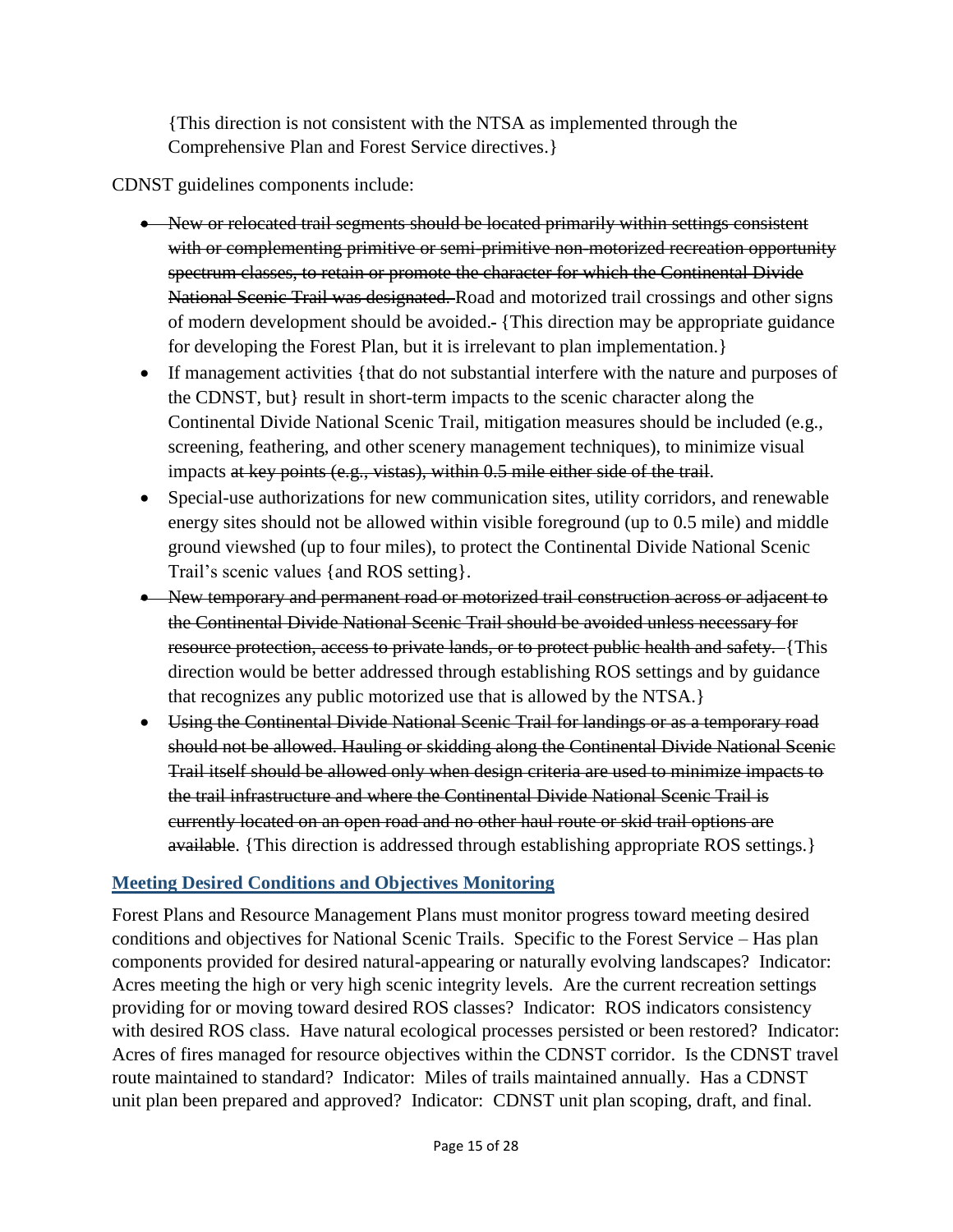{This direction is not consistent with the NTSA as implemented through the Comprehensive Plan and Forest Service directives.}

CDNST guidelines components include:

- ~~New or relocated trail segments should be located primarily within settings consistent with or complementing primitive or semi-primitive non-motorized recreation opportunity spectrum classes, to retain or promote the character for which the Continental Divide National Scenic Trail was designated.~~ Road and motorized trail crossings and other signs of modern development should be avoided. {This direction may be appropriate guidance for developing the Forest Plan, but it is irrelevant to plan implementation.}
- If management activities {that do not substantial interfere with the nature and purposes of the CDNST, but} result in short-term impacts to the scenic character along the Continental Divide National Scenic Trail, mitigation measures should be included (e.g., screening, feathering, and other scenery management techniques), to minimize visual impacts ~~at key points (e.g., vistas), within 0.5 mile either side of the trail~~.
- Special-use authorizations for new communication sites, utility corridors, and renewable energy sites should not be allowed within visible foreground (up to 0.5 mile) and middle ground viewshed (up to four miles), to protect the Continental Divide National Scenic Trail's scenic values {and ROS setting}.
- ~~New temporary and permanent road or motorized trail construction across or adjacent to the Continental Divide National Scenic Trail should be avoided unless necessary for resource protection, access to private lands, or to protect public health and safety.~~ {This direction would be better addressed through establishing ROS settings and by guidance that recognizes any public motorized use that is allowed by the NTSA.}
- ~~Using the Continental Divide National Scenic Trail for landings or as a temporary road should not be allowed. Hauling or skidding along the Continental Divide National Scenic Trail itself should be allowed only when design criteria are used to minimize impacts to the trail infrastructure and where the Continental Divide National Scenic Trail is currently located on an open road and no other haul route or skid trail options are available~~. {This direction is addressed through establishing appropriate ROS settings.}

## Meeting Desired Conditions and Objectives Monitoring

Forest Plans and Resource Management Plans must monitor progress toward meeting desired conditions and objectives for National Scenic Trails. Specific to the Forest Service – Has plan components provided for desired natural-appearing or naturally evolving landscapes? Indicator: Acres meeting the high or very high scenic integrity levels. Are the current recreation settings providing for or moving toward desired ROS classes? Indicator: ROS indicators consistency with desired ROS class. Have natural ecological processes persisted or been restored? Indicator: Acres of fires managed for resource objectives within the CDNST corridor. Is the CDNST travel route maintained to standard? Indicator: Miles of trails maintained annually. Has a CDNST unit plan been prepared and approved? Indicator: CDNST unit plan scoping, draft, and final.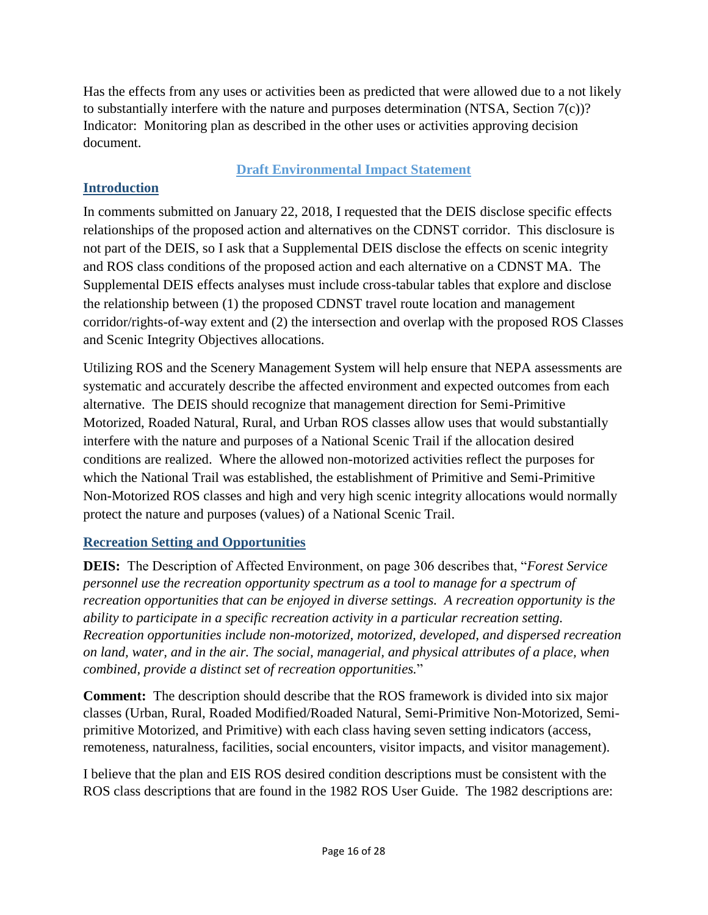Has the effects from any uses or activities been as predicted that were allowed due to a not likely to substantially interfere with the nature and purposes determination (NTSA, Section 7(c))? Indicator: Monitoring plan as described in the other uses or activities approving decision document.

## Draft Environmental Impact Statement

### Introduction

In comments submitted on January 22, 2018, I requested that the DEIS disclose specific effects relationships of the proposed action and alternatives on the CDNST corridor. This disclosure is not part of the DEIS, so I ask that a Supplemental DEIS disclose the effects on scenic integrity and ROS class conditions of the proposed action and each alternative on a CDNST MA. The Supplemental DEIS effects analyses must include cross-tabular tables that explore and disclose the relationship between (1) the proposed CDNST travel route location and management corridor/rights-of-way extent and (2) the intersection and overlap with the proposed ROS Classes and Scenic Integrity Objectives allocations.

Utilizing ROS and the Scenery Management System will help ensure that NEPA assessments are systematic and accurately describe the affected environment and expected outcomes from each alternative. The DEIS should recognize that management direction for Semi-Primitive Motorized, Roaded Natural, Rural, and Urban ROS classes allow uses that would substantially interfere with the nature and purposes of a National Scenic Trail if the allocation desired conditions are realized. Where the allowed non-motorized activities reflect the purposes for which the National Trail was established, the establishment of Primitive and Semi-Primitive Non-Motorized ROS classes and high and very high scenic integrity allocations would normally protect the nature and purposes (values) of a National Scenic Trail.

### Recreation Setting and Opportunities

**DEIS:** The Description of Affected Environment, on page 306 describes that, "*Forest Service personnel use the recreation opportunity spectrum as a tool to manage for a spectrum of recreation opportunities that can be enjoyed in diverse settings. A recreation opportunity is the ability to participate in a specific recreation activity in a particular recreation setting. Recreation opportunities include non-motorized, motorized, developed, and dispersed recreation on land, water, and in the air. The social, managerial, and physical attributes of a place, when combined, provide a distinct set of recreation opportunities.*"

**Comment:** The description should describe that the ROS framework is divided into six major classes (Urban, Rural, Roaded Modified/Roaded Natural, Semi-Primitive Non-Motorized, Semi-primitive Motorized, and Primitive) with each class having seven setting indicators (access, remoteness, naturalness, facilities, social encounters, visitor impacts, and visitor management).

I believe that the plan and EIS ROS desired condition descriptions must be consistent with the ROS class descriptions that are found in the 1982 ROS User Guide. The 1982 descriptions are: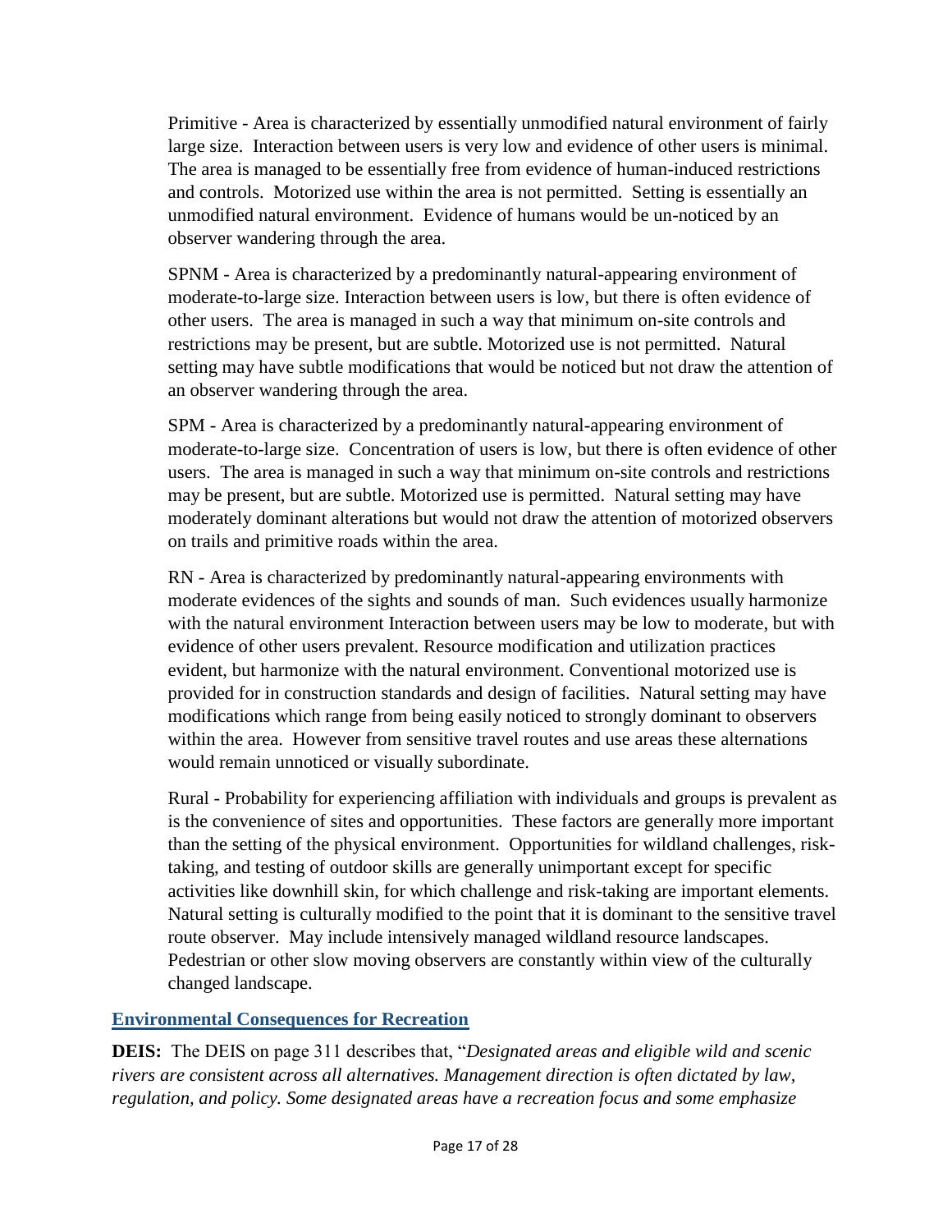Primitive - Area is characterized by essentially unmodified natural environment of fairly large size. Interaction between users is very low and evidence of other users is minimal. The area is managed to be essentially free from evidence of human-induced restrictions and controls. Motorized use within the area is not permitted. Setting is essentially an unmodified natural environment. Evidence of humans would be un-noticed by an observer wandering through the area.

SPNM - Area is characterized by a predominantly natural-appearing environment of moderate-to-large size. Interaction between users is low, but there is often evidence of other users. The area is managed in such a way that minimum on-site controls and restrictions may be present, but are subtle. Motorized use is not permitted. Natural setting may have subtle modifications that would be noticed but not draw the attention of an observer wandering through the area.

SPM - Area is characterized by a predominantly natural-appearing environment of moderate-to-large size. Concentration of users is low, but there is often evidence of other users. The area is managed in such a way that minimum on-site controls and restrictions may be present, but are subtle. Motorized use is permitted. Natural setting may have moderately dominant alterations but would not draw the attention of motorized observers on trails and primitive roads within the area.

RN - Area is characterized by predominantly natural-appearing environments with moderate evidences of the sights and sounds of man. Such evidences usually harmonize with the natural environment Interaction between users may be low to moderate, but with evidence of other users prevalent. Resource modification and utilization practices evident, but harmonize with the natural environment. Conventional motorized use is provided for in construction standards and design of facilities. Natural setting may have modifications which range from being easily noticed to strongly dominant to observers within the area. However from sensitive travel routes and use areas these alternations would remain unnoticed or visually subordinate.

Rural - Probability for experiencing affiliation with individuals and groups is prevalent as is the convenience of sites and opportunities. These factors are generally more important than the setting of the physical environment. Opportunities for wildland challenges, risk-taking, and testing of outdoor skills are generally unimportant except for specific activities like downhill skin, for which challenge and risk-taking are important elements. Natural setting is culturally modified to the point that it is dominant to the sensitive travel route observer. May include intensively managed wildland resource landscapes. Pedestrian or other slow moving observers are constantly within view of the culturally changed landscape.

## Environmental Consequences for Recreation

**DEIS:** The DEIS on page 311 describes that, "*Designated areas and eligible wild and scenic rivers are consistent across all alternatives. Management direction is often dictated by law, regulation, and policy. Some designated areas have a recreation focus and some emphasize*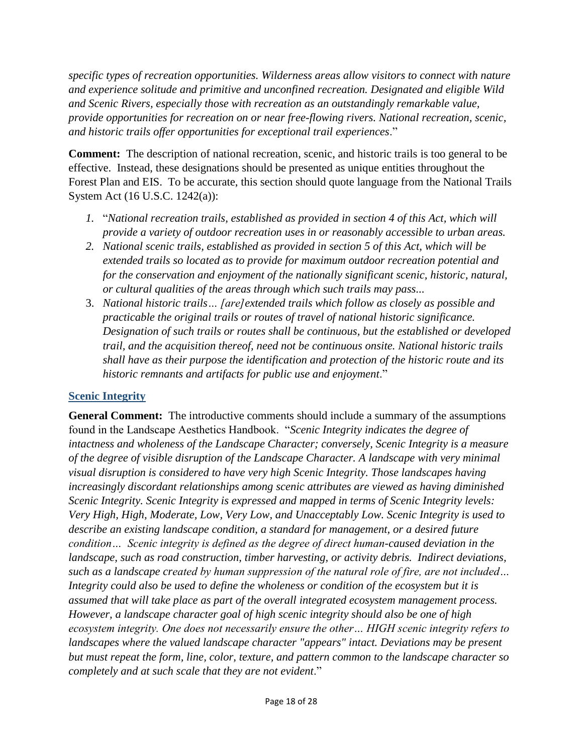*specific types of recreation opportunities. Wilderness areas allow visitors to connect with nature and experience solitude and primitive and unconfined recreation. Designated and eligible Wild and Scenic Rivers, especially those with recreation as an outstandingly remarkable value, provide opportunities for recreation on or near free-flowing rivers. National recreation, scenic, and historic trails offer opportunities for exceptional trail experiences*."

**Comment:** The description of national recreation, scenic, and historic trails is too general to be effective. Instead, these designations should be presented as unique entities throughout the Forest Plan and EIS. To be accurate, this section should quote language from the National Trails System Act (16 U.S.C. 1242(a)):

1. "*National recreation trails, established as provided in section 4 of this Act, which will provide a variety of outdoor recreation uses in or reasonably accessible to urban areas.*
2. *National scenic trails, established as provided in section 5 of this Act, which will be extended trails so located as to provide for maximum outdoor recreation potential and for the conservation and enjoyment of the nationally significant scenic, historic, natural, or cultural qualities of the areas through which such trails may pass...*
3. *National historic trails… [are] extended trails which follow as closely as possible and practicable the original trails or routes of travel of national historic significance. Designation of such trails or routes shall be continuous, but the established or developed trail, and the acquisition thereof, need not be continuous onsite. National historic trails shall have as their purpose the identification and protection of the historic route and its historic remnants and artifacts for public use and enjoyment*."

## Scenic Integrity

**General Comment:** The introductive comments should include a summary of the assumptions found in the Landscape Aesthetics Handbook. "*Scenic Integrity indicates the degree of intactness and wholeness of the Landscape Character; conversely, Scenic Integrity is a measure of the degree of visible disruption of the Landscape Character. A landscape with very minimal visual disruption is considered to have very high Scenic Integrity. Those landscapes having increasingly discordant relationships among scenic attributes are viewed as having diminished Scenic Integrity. Scenic Integrity is expressed and mapped in terms of Scenic Integrity levels: Very High, High, Moderate, Low, Very Low, and Unacceptably Low. Scenic Integrity is used to describe an existing landscape condition, a standard for management, or a desired future condition… Scenic integrity is defined as the degree of direct human-caused deviation in the landscape, such as road construction, timber harvesting, or activity debris. Indirect deviations, such as a landscape created by human suppression of the natural role of fire, are not included… Integrity could also be used to define the wholeness or condition of the ecosystem but it is assumed that will take place as part of the overall integrated ecosystem management process. However, a landscape character goal of high scenic integrity should also be one of high ecosystem integrity. One does not necessarily ensure the other… HIGH scenic integrity refers to landscapes where the valued landscape character "appears" intact. Deviations may be present but must repeat the form, line, color, texture, and pattern common to the landscape character so completely and at such scale that they are not evident*."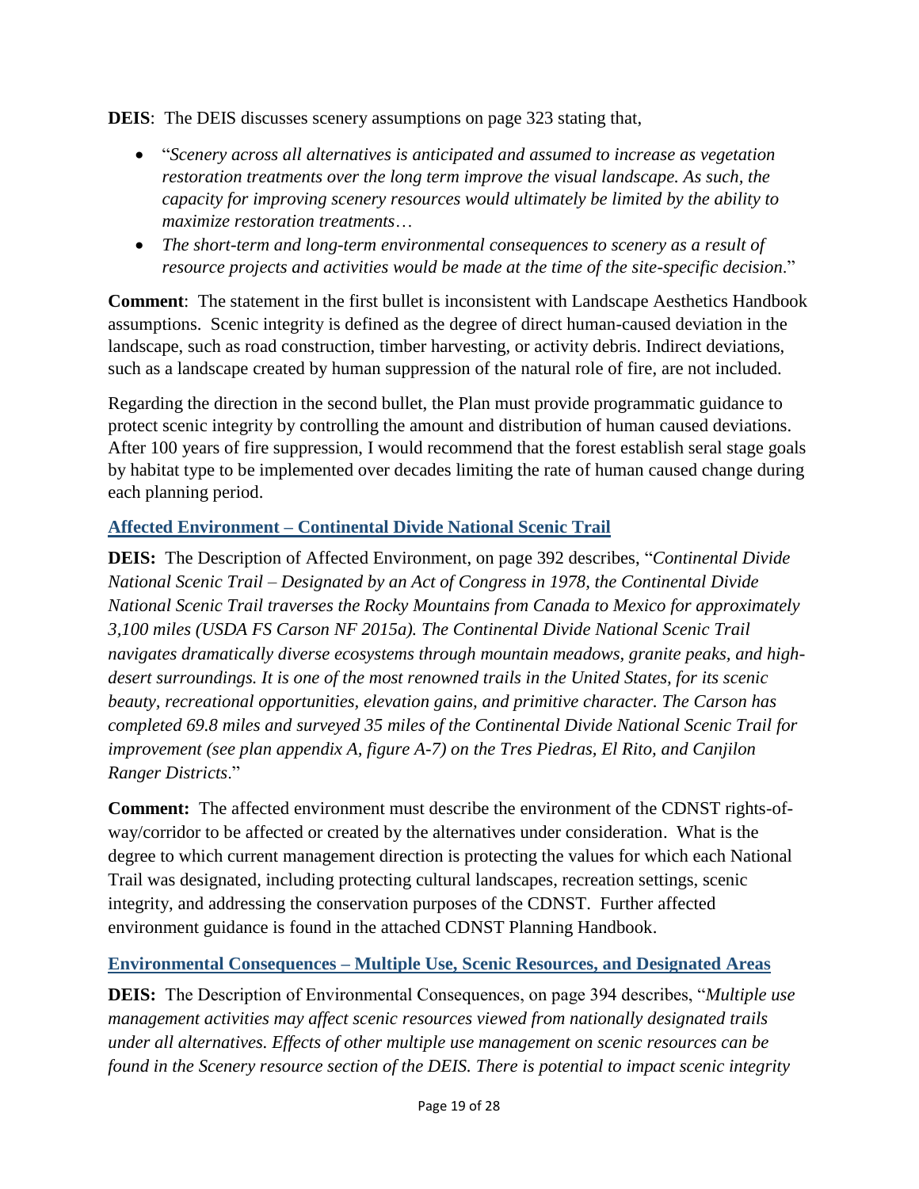**DEIS**: The DEIS discusses scenery assumptions on page 323 stating that,

- "*Scenery across all alternatives is anticipated and assumed to increase as vegetation restoration treatments over the long term improve the visual landscape. As such, the capacity for improving scenery resources would ultimately be limited by the ability to maximize restoration treatments*…
- *The short-term and long-term environmental consequences to scenery as a result of resource projects and activities would be made at the time of the site-specific decision*."

**Comment**: The statement in the first bullet is inconsistent with Landscape Aesthetics Handbook assumptions. Scenic integrity is defined as the degree of direct human-caused deviation in the landscape, such as road construction, timber harvesting, or activity debris. Indirect deviations, such as a landscape created by human suppression of the natural role of fire, are not included.

Regarding the direction in the second bullet, the Plan must provide programmatic guidance to protect scenic integrity by controlling the amount and distribution of human caused deviations. After 100 years of fire suppression, I would recommend that the forest establish seral stage goals by habitat type to be implemented over decades limiting the rate of human caused change during each planning period.

## Affected Environment – Continental Divide National Scenic Trail

**DEIS:** The Description of Affected Environment, on page 392 describes, "*Continental Divide National Scenic Trail – Designated by an Act of Congress in 1978, the Continental Divide National Scenic Trail traverses the Rocky Mountains from Canada to Mexico for approximately 3,100 miles (USDA FS Carson NF 2015a). The Continental Divide National Scenic Trail navigates dramatically diverse ecosystems through mountain meadows, granite peaks, and high-desert surroundings. It is one of the most renowned trails in the United States, for its scenic beauty, recreational opportunities, elevation gains, and primitive character. The Carson has completed 69.8 miles and surveyed 35 miles of the Continental Divide National Scenic Trail for improvement (see plan appendix A, figure A-7) on the Tres Piedras, El Rito, and Canjilon Ranger Districts*."

**Comment:** The affected environment must describe the environment of the CDNST rights-of-way/corridor to be affected or created by the alternatives under consideration. What is the degree to which current management direction is protecting the values for which each National Trail was designated, including protecting cultural landscapes, recreation settings, scenic integrity, and addressing the conservation purposes of the CDNST. Further affected environment guidance is found in the attached CDNST Planning Handbook.

## Environmental Consequences – Multiple Use, Scenic Resources, and Designated Areas

**DEIS:** The Description of Environmental Consequences, on page 394 describes, "*Multiple use management activities may affect scenic resources viewed from nationally designated trails under all alternatives. Effects of other multiple use management on scenic resources can be found in the Scenery resource section of the DEIS. There is potential to impact scenic integrity*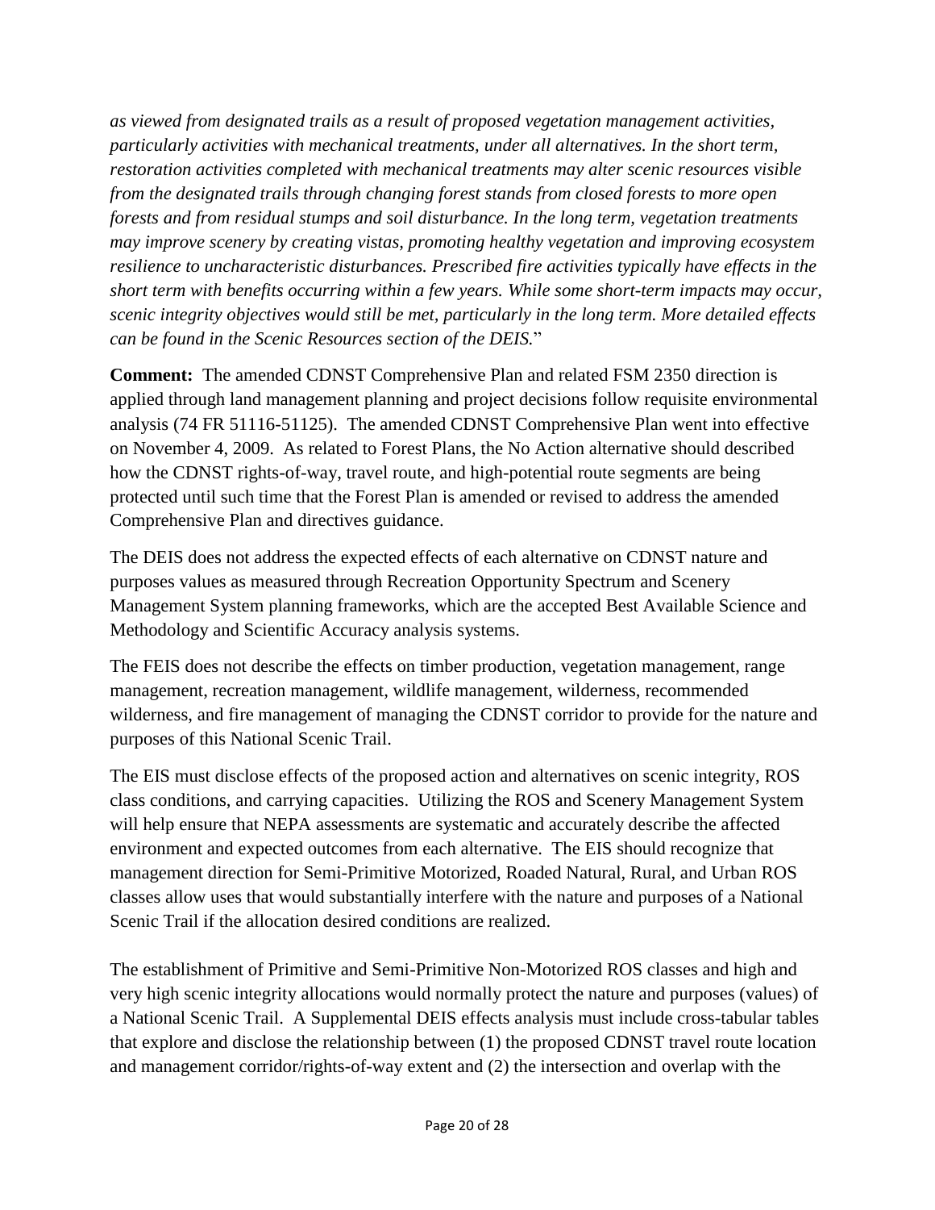*as viewed from designated trails as a result of proposed vegetation management activities, particularly activities with mechanical treatments, under all alternatives. In the short term, restoration activities completed with mechanical treatments may alter scenic resources visible from the designated trails through changing forest stands from closed forests to more open forests and from residual stumps and soil disturbance. In the long term, vegetation treatments may improve scenery by creating vistas, promoting healthy vegetation and improving ecosystem resilience to uncharacteristic disturbances. Prescribed fire activities typically have effects in the short term with benefits occurring within a few years. While some short-term impacts may occur, scenic integrity objectives would still be met, particularly in the long term. More detailed effects can be found in the Scenic Resources section of the DEIS.*"

**Comment:** The amended CDNST Comprehensive Plan and related FSM 2350 direction is applied through land management planning and project decisions follow requisite environmental analysis (74 FR 51116-51125). The amended CDNST Comprehensive Plan went into effective on November 4, 2009. As related to Forest Plans, the No Action alternative should described how the CDNST rights-of-way, travel route, and high-potential route segments are being protected until such time that the Forest Plan is amended or revised to address the amended Comprehensive Plan and directives guidance.

The DEIS does not address the expected effects of each alternative on CDNST nature and purposes values as measured through Recreation Opportunity Spectrum and Scenery Management System planning frameworks, which are the accepted Best Available Science and Methodology and Scientific Accuracy analysis systems.

The FEIS does not describe the effects on timber production, vegetation management, range management, recreation management, wildlife management, wilderness, recommended wilderness, and fire management of managing the CDNST corridor to provide for the nature and purposes of this National Scenic Trail.

The EIS must disclose effects of the proposed action and alternatives on scenic integrity, ROS class conditions, and carrying capacities. Utilizing the ROS and Scenery Management System will help ensure that NEPA assessments are systematic and accurately describe the affected environment and expected outcomes from each alternative. The EIS should recognize that management direction for Semi-Primitive Motorized, Roaded Natural, Rural, and Urban ROS classes allow uses that would substantially interfere with the nature and purposes of a National Scenic Trail if the allocation desired conditions are realized.

The establishment of Primitive and Semi-Primitive Non-Motorized ROS classes and high and very high scenic integrity allocations would normally protect the nature and purposes (values) of a National Scenic Trail. A Supplemental DEIS effects analysis must include cross-tabular tables that explore and disclose the relationship between (1) the proposed CDNST travel route location and management corridor/rights-of-way extent and (2) the intersection and overlap with the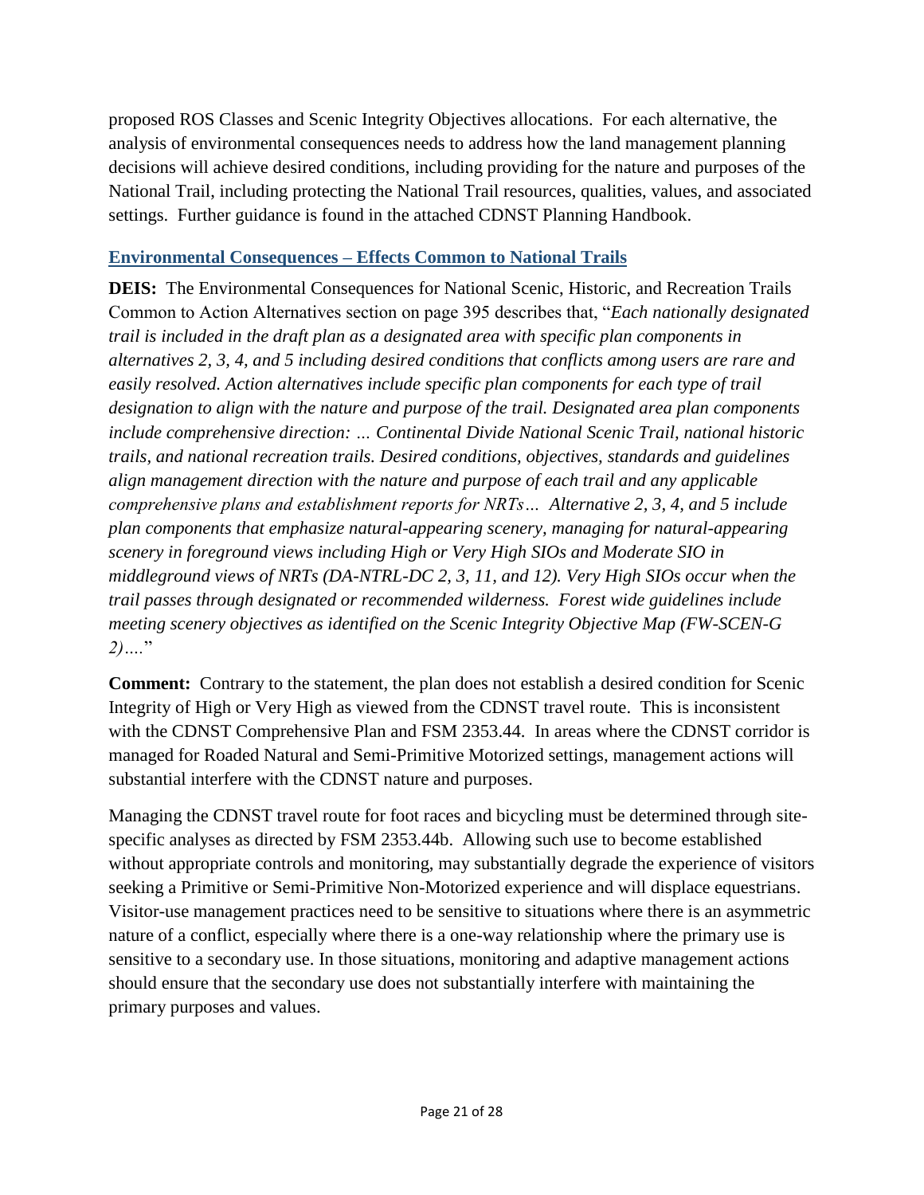proposed ROS Classes and Scenic Integrity Objectives allocations. For each alternative, the analysis of environmental consequences needs to address how the land management planning decisions will achieve desired conditions, including providing for the nature and purposes of the National Trail, including protecting the National Trail resources, qualities, values, and associated settings. Further guidance is found in the attached CDNST Planning Handbook.

## Environmental Consequences – Effects Common to National Trails

**DEIS:** The Environmental Consequences for National Scenic, Historic, and Recreation Trails Common to Action Alternatives section on page 395 describes that, "*Each nationally designated trail is included in the draft plan as a designated area with specific plan components in alternatives 2, 3, 4, and 5 including desired conditions that conflicts among users are rare and easily resolved. Action alternatives include specific plan components for each type of trail designation to align with the nature and purpose of the trail. Designated area plan components include comprehensive direction: … Continental Divide National Scenic Trail, national historic trails, and national recreation trails. Desired conditions, objectives, standards and guidelines align management direction with the nature and purpose of each trail and any applicable comprehensive plans and establishment reports for NRTs… Alternative 2, 3, 4, and 5 include plan components that emphasize natural-appearing scenery, managing for natural-appearing scenery in foreground views including High or Very High SIOs and Moderate SIO in middleground views of NRTs (DA-NTRL-DC 2, 3, 11, and 12). Very High SIOs occur when the trail passes through designated or recommended wilderness. Forest wide guidelines include meeting scenery objectives as identified on the Scenic Integrity Objective Map (FW-SCEN-G 2)….*"

**Comment:** Contrary to the statement, the plan does not establish a desired condition for Scenic Integrity of High or Very High as viewed from the CDNST travel route. This is inconsistent with the CDNST Comprehensive Plan and FSM 2353.44. In areas where the CDNST corridor is managed for Roaded Natural and Semi-Primitive Motorized settings, management actions will substantial interfere with the CDNST nature and purposes.

Managing the CDNST travel route for foot races and bicycling must be determined through site-specific analyses as directed by FSM 2353.44b. Allowing such use to become established without appropriate controls and monitoring, may substantially degrade the experience of visitors seeking a Primitive or Semi-Primitive Non-Motorized experience and will displace equestrians. Visitor-use management practices need to be sensitive to situations where there is an asymmetric nature of a conflict, especially where there is a one-way relationship where the primary use is sensitive to a secondary use. In those situations, monitoring and adaptive management actions should ensure that the secondary use does not substantially interfere with maintaining the primary purposes and values.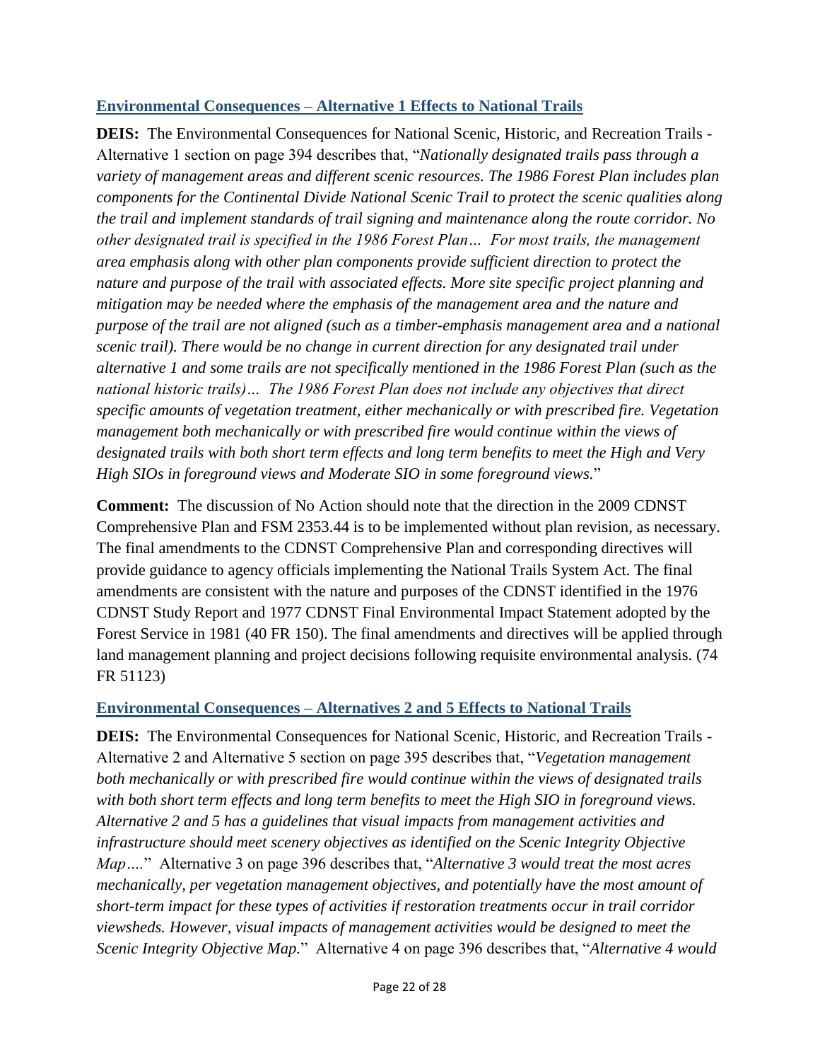## Environmental Consequences – Alternative 1 Effects to National Trails

**DEIS:** The Environmental Consequences for National Scenic, Historic, and Recreation Trails - Alternative 1 section on page 394 describes that, "*Nationally designated trails pass through a variety of management areas and different scenic resources. The 1986 Forest Plan includes plan components for the Continental Divide National Scenic Trail to protect the scenic qualities along the trail and implement standards of trail signing and maintenance along the route corridor. No other designated trail is specified in the 1986 Forest Plan… For most trails, the management area emphasis along with other plan components provide sufficient direction to protect the nature and purpose of the trail with associated effects. More site specific project planning and mitigation may be needed where the emphasis of the management area and the nature and purpose of the trail are not aligned (such as a timber-emphasis management area and a national scenic trail). There would be no change in current direction for any designated trail under alternative 1 and some trails are not specifically mentioned in the 1986 Forest Plan (such as the national historic trails)… The 1986 Forest Plan does not include any objectives that direct specific amounts of vegetation treatment, either mechanically or with prescribed fire. Vegetation management both mechanically or with prescribed fire would continue within the views of designated trails with both short term effects and long term benefits to meet the High and Very High SIOs in foreground views and Moderate SIO in some foreground views.*"

**Comment:** The discussion of No Action should note that the direction in the 2009 CDNST Comprehensive Plan and FSM 2353.44 is to be implemented without plan revision, as necessary. The final amendments to the CDNST Comprehensive Plan and corresponding directives will provide guidance to agency officials implementing the National Trails System Act. The final amendments are consistent with the nature and purposes of the CDNST identified in the 1976 CDNST Study Report and 1977 CDNST Final Environmental Impact Statement adopted by the Forest Service in 1981 (40 FR 150). The final amendments and directives will be applied through land management planning and project decisions following requisite environmental analysis. (74 FR 51123)

## Environmental Consequences – Alternatives 2 and 5 Effects to National Trails

**DEIS:** The Environmental Consequences for National Scenic, Historic, and Recreation Trails - Alternative 2 and Alternative 5 section on page 395 describes that, "*Vegetation management both mechanically or with prescribed fire would continue within the views of designated trails with both short term effects and long term benefits to meet the High SIO in foreground views. Alternative 2 and 5 has a guidelines that visual impacts from management activities and infrastructure should meet scenery objectives as identified on the Scenic Integrity Objective Map….*" Alternative 3 on page 396 describes that, "*Alternative 3 would treat the most acres mechanically, per vegetation management objectives, and potentially have the most amount of short-term impact for these types of activities if restoration treatments occur in trail corridor viewsheds. However, visual impacts of management activities would be designed to meet the Scenic Integrity Objective Map.*" Alternative 4 on page 396 describes that, "*Alternative 4 would*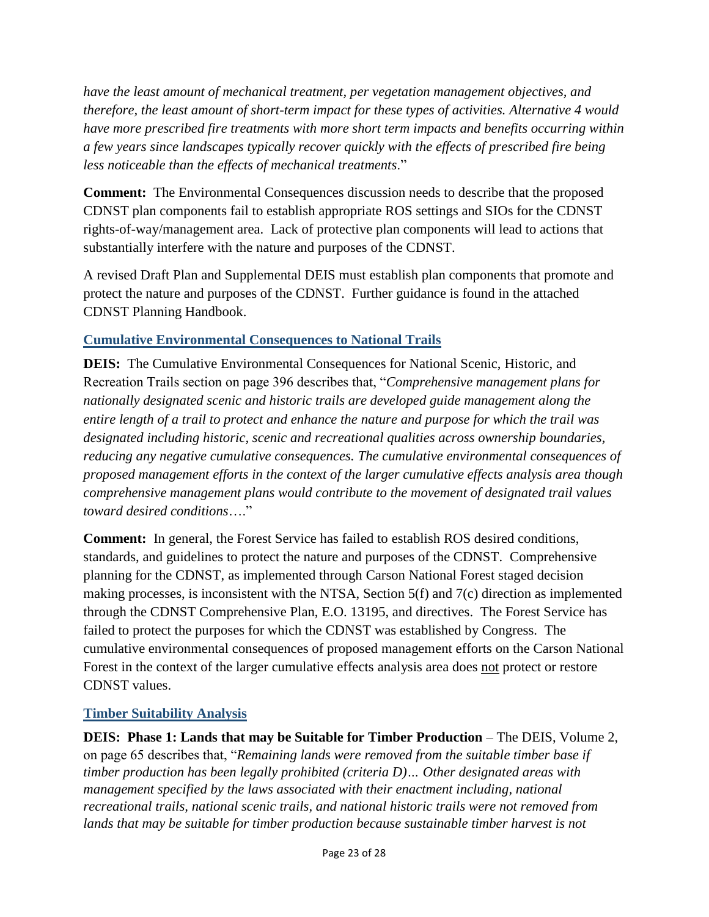*have the least amount of mechanical treatment, per vegetation management objectives, and therefore, the least amount of short-term impact for these types of activities. Alternative 4 would have more prescribed fire treatments with more short term impacts and benefits occurring within a few years since landscapes typically recover quickly with the effects of prescribed fire being less noticeable than the effects of mechanical treatments*."

**Comment:** The Environmental Consequences discussion needs to describe that the proposed CDNST plan components fail to establish appropriate ROS settings and SIOs for the CDNST rights-of-way/management area. Lack of protective plan components will lead to actions that substantially interfere with the nature and purposes of the CDNST.

A revised Draft Plan and Supplemental DEIS must establish plan components that promote and protect the nature and purposes of the CDNST. Further guidance is found in the attached CDNST Planning Handbook.

### Cumulative Environmental Consequences to National Trails

**DEIS:** The Cumulative Environmental Consequences for National Scenic, Historic, and Recreation Trails section on page 396 describes that, "*Comprehensive management plans for nationally designated scenic and historic trails are developed guide management along the entire length of a trail to protect and enhance the nature and purpose for which the trail was designated including historic, scenic and recreational qualities across ownership boundaries, reducing any negative cumulative consequences. The cumulative environmental consequences of proposed management efforts in the context of the larger cumulative effects analysis area though comprehensive management plans would contribute to the movement of designated trail values toward desired conditions*…."

**Comment:** In general, the Forest Service has failed to establish ROS desired conditions, standards, and guidelines to protect the nature and purposes of the CDNST. Comprehensive planning for the CDNST, as implemented through Carson National Forest staged decision making processes, is inconsistent with the NTSA, Section 5(f) and 7(c) direction as implemented through the CDNST Comprehensive Plan, E.O. 13195, and directives. The Forest Service has failed to protect the purposes for which the CDNST was established by Congress. The cumulative environmental consequences of proposed management efforts on the Carson National Forest in the context of the larger cumulative effects analysis area does <u>not</u> protect or restore CDNST values.

### Timber Suitability Analysis

**DEIS: Phase 1: Lands that may be Suitable for Timber Production** – The DEIS, Volume 2, on page 65 describes that, "*Remaining lands were removed from the suitable timber base if timber production has been legally prohibited (criteria D)… Other designated areas with management specified by the laws associated with their enactment including, national recreational trails, national scenic trails, and national historic trails were not removed from lands that may be suitable for timber production because sustainable timber harvest is not*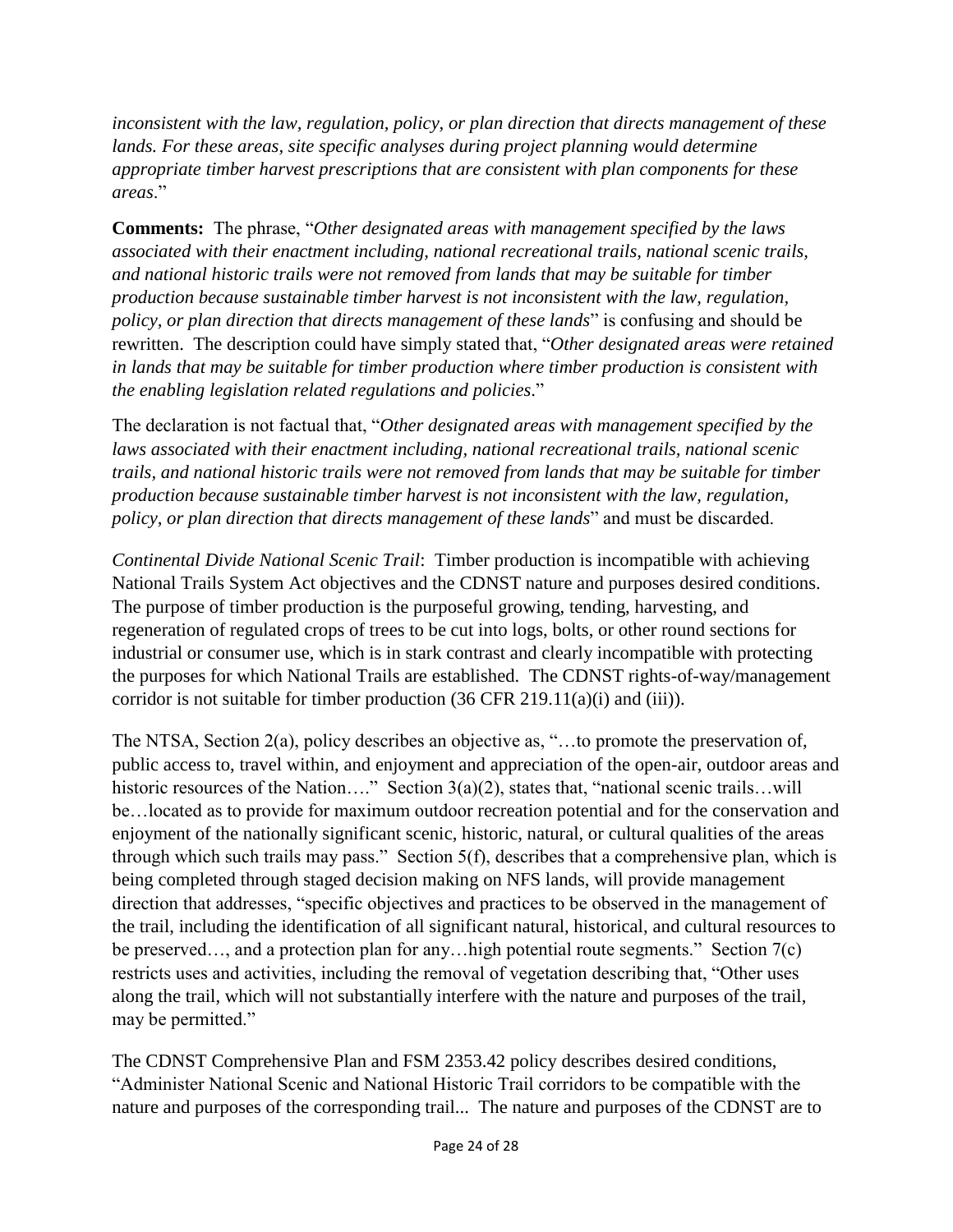*inconsistent with the law, regulation, policy, or plan direction that directs management of these lands. For these areas, site specific analyses during project planning would determine appropriate timber harvest prescriptions that are consistent with plan components for these areas*."

**Comments:** The phrase, "*Other designated areas with management specified by the laws associated with their enactment including, national recreational trails, national scenic trails, and national historic trails were not removed from lands that may be suitable for timber production because sustainable timber harvest is not inconsistent with the law, regulation, policy, or plan direction that directs management of these lands*" is confusing and should be rewritten. The description could have simply stated that, "*Other designated areas were retained in lands that may be suitable for timber production where timber production is consistent with the enabling legislation related regulations and policies*."

The declaration is not factual that, "*Other designated areas with management specified by the laws associated with their enactment including, national recreational trails, national scenic trails, and national historic trails were not removed from lands that may be suitable for timber production because sustainable timber harvest is not inconsistent with the law, regulation, policy, or plan direction that directs management of these lands*" and must be discarded.

*Continental Divide National Scenic Trail*: Timber production is incompatible with achieving National Trails System Act objectives and the CDNST nature and purposes desired conditions. The purpose of timber production is the purposeful growing, tending, harvesting, and regeneration of regulated crops of trees to be cut into logs, bolts, or other round sections for industrial or consumer use, which is in stark contrast and clearly incompatible with protecting the purposes for which National Trails are established. The CDNST rights-of-way/management corridor is not suitable for timber production (36 CFR 219.11(a)(i) and (iii)).

The NTSA, Section 2(a), policy describes an objective as, "…to promote the preservation of, public access to, travel within, and enjoyment and appreciation of the open-air, outdoor areas and historic resources of the Nation…." Section 3(a)(2), states that, "national scenic trails…will be…located as to provide for maximum outdoor recreation potential and for the conservation and enjoyment of the nationally significant scenic, historic, natural, or cultural qualities of the areas through which such trails may pass." Section 5(f), describes that a comprehensive plan, which is being completed through staged decision making on NFS lands, will provide management direction that addresses, "specific objectives and practices to be observed in the management of the trail, including the identification of all significant natural, historical, and cultural resources to be preserved…, and a protection plan for any…high potential route segments." Section 7(c) restricts uses and activities, including the removal of vegetation describing that, "Other uses along the trail, which will not substantially interfere with the nature and purposes of the trail, may be permitted."

The CDNST Comprehensive Plan and FSM 2353.42 policy describes desired conditions, "Administer National Scenic and National Historic Trail corridors to be compatible with the nature and purposes of the corresponding trail... The nature and purposes of the CDNST are to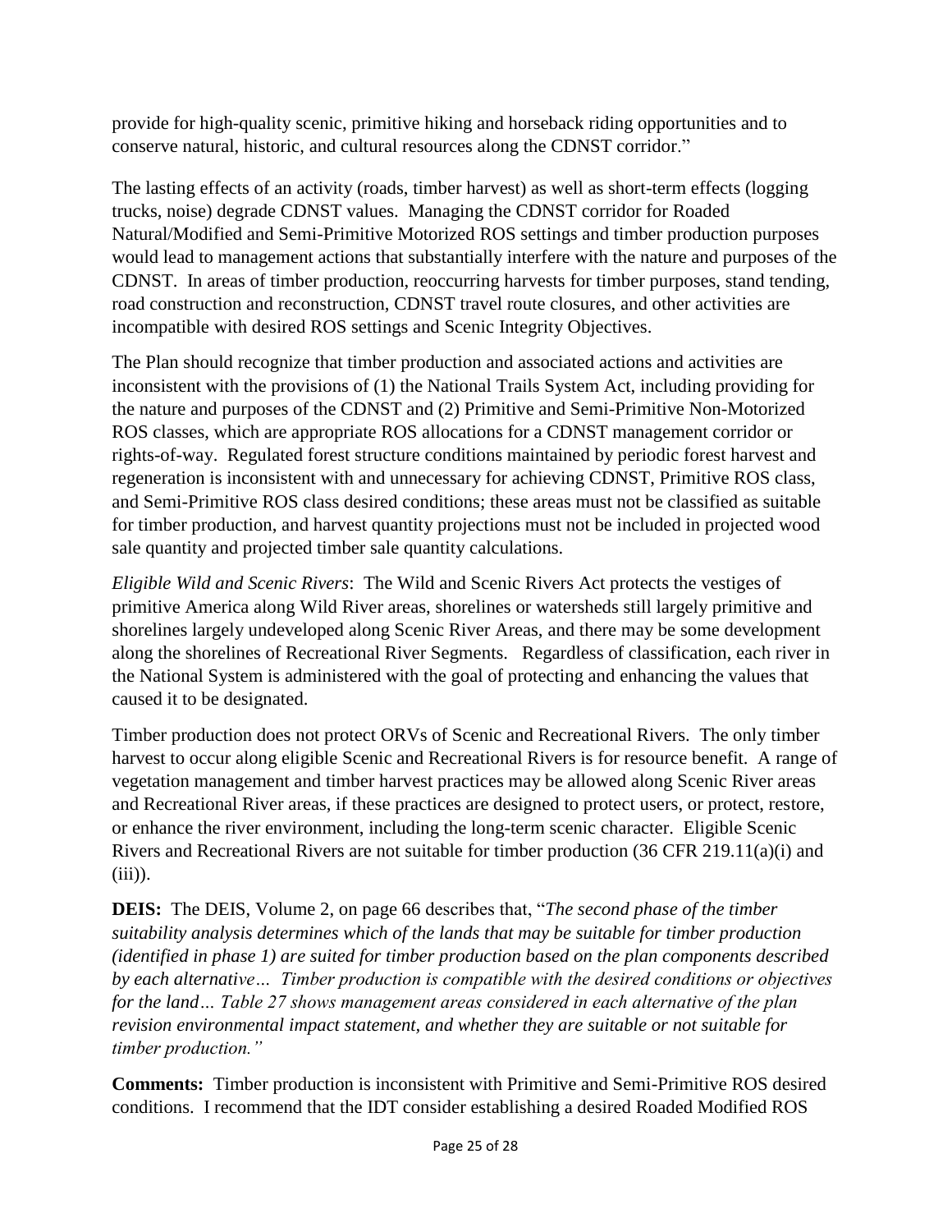provide for high-quality scenic, primitive hiking and horseback riding opportunities and to conserve natural, historic, and cultural resources along the CDNST corridor."

The lasting effects of an activity (roads, timber harvest) as well as short-term effects (logging trucks, noise) degrade CDNST values. Managing the CDNST corridor for Roaded Natural/Modified and Semi-Primitive Motorized ROS settings and timber production purposes would lead to management actions that substantially interfere with the nature and purposes of the CDNST. In areas of timber production, reoccurring harvests for timber purposes, stand tending, road construction and reconstruction, CDNST travel route closures, and other activities are incompatible with desired ROS settings and Scenic Integrity Objectives.

The Plan should recognize that timber production and associated actions and activities are inconsistent with the provisions of (1) the National Trails System Act, including providing for the nature and purposes of the CDNST and (2) Primitive and Semi-Primitive Non-Motorized ROS classes, which are appropriate ROS allocations for a CDNST management corridor or rights-of-way. Regulated forest structure conditions maintained by periodic forest harvest and regeneration is inconsistent with and unnecessary for achieving CDNST, Primitive ROS class, and Semi-Primitive ROS class desired conditions; these areas must not be classified as suitable for timber production, and harvest quantity projections must not be included in projected wood sale quantity and projected timber sale quantity calculations.

*Eligible Wild and Scenic Rivers*: The Wild and Scenic Rivers Act protects the vestiges of primitive America along Wild River areas, shorelines or watersheds still largely primitive and shorelines largely undeveloped along Scenic River Areas, and there may be some development along the shorelines of Recreational River Segments. Regardless of classification, each river in the National System is administered with the goal of protecting and enhancing the values that caused it to be designated.

Timber production does not protect ORVs of Scenic and Recreational Rivers. The only timber harvest to occur along eligible Scenic and Recreational Rivers is for resource benefit. A range of vegetation management and timber harvest practices may be allowed along Scenic River areas and Recreational River areas, if these practices are designed to protect users, or protect, restore, or enhance the river environment, including the long-term scenic character. Eligible Scenic Rivers and Recreational Rivers are not suitable for timber production (36 CFR 219.11(a)(i) and (iii)).

**DEIS:** The DEIS, Volume 2, on page 66 describes that, "*The second phase of the timber suitability analysis determines which of the lands that may be suitable for timber production (identified in phase 1) are suited for timber production based on the plan components described by each alternative… Timber production is compatible with the desired conditions or objectives for the land… Table 27 shows management areas considered in each alternative of the plan revision environmental impact statement, and whether they are suitable or not suitable for timber production.*"

**Comments:** Timber production is inconsistent with Primitive and Semi-Primitive ROS desired conditions. I recommend that the IDT consider establishing a desired Roaded Modified ROS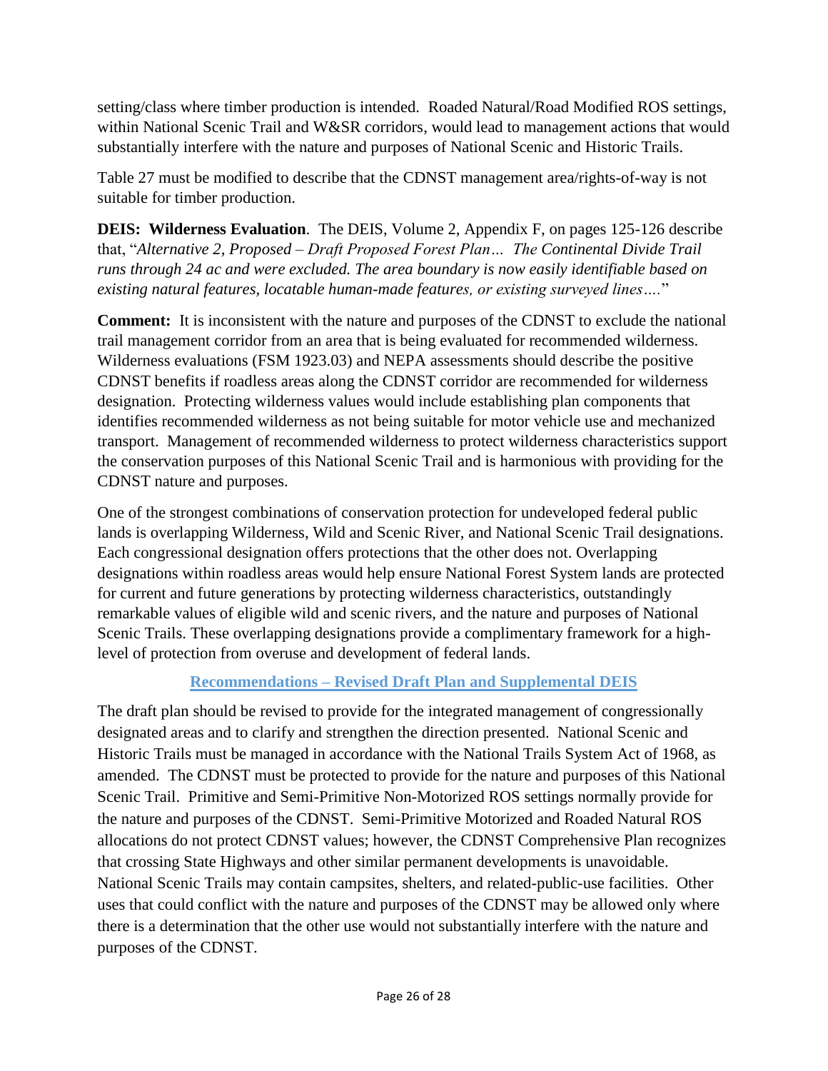setting/class where timber production is intended. Roaded Natural/Road Modified ROS settings, within National Scenic Trail and W&SR corridors, would lead to management actions that would substantially interfere with the nature and purposes of National Scenic and Historic Trails.

Table 27 must be modified to describe that the CDNST management area/rights-of-way is not suitable for timber production.

**DEIS: Wilderness Evaluation**. The DEIS, Volume 2, Appendix F, on pages 125-126 describe that, "*Alternative 2, Proposed – Draft Proposed Forest Plan… The Continental Divide Trail runs through 24 ac and were excluded. The area boundary is now easily identifiable based on existing natural features, locatable human-made features, or existing surveyed lines….*"

**Comment:** It is inconsistent with the nature and purposes of the CDNST to exclude the national trail management corridor from an area that is being evaluated for recommended wilderness. Wilderness evaluations (FSM 1923.03) and NEPA assessments should describe the positive CDNST benefits if roadless areas along the CDNST corridor are recommended for wilderness designation. Protecting wilderness values would include establishing plan components that identifies recommended wilderness as not being suitable for motor vehicle use and mechanized transport. Management of recommended wilderness to protect wilderness characteristics support the conservation purposes of this National Scenic Trail and is harmonious with providing for the CDNST nature and purposes.

One of the strongest combinations of conservation protection for undeveloped federal public lands is overlapping Wilderness, Wild and Scenic River, and National Scenic Trail designations. Each congressional designation offers protections that the other does not. Overlapping designations within roadless areas would help ensure National Forest System lands are protected for current and future generations by protecting wilderness characteristics, outstandingly remarkable values of eligible wild and scenic rivers, and the nature and purposes of National Scenic Trails. These overlapping designations provide a complimentary framework for a high-level of protection from overuse and development of federal lands.

## Recommendations – Revised Draft Plan and Supplemental DEIS

The draft plan should be revised to provide for the integrated management of congressionally designated areas and to clarify and strengthen the direction presented. National Scenic and Historic Trails must be managed in accordance with the National Trails System Act of 1968, as amended. The CDNST must be protected to provide for the nature and purposes of this National Scenic Trail. Primitive and Semi-Primitive Non-Motorized ROS settings normally provide for the nature and purposes of the CDNST. Semi-Primitive Motorized and Roaded Natural ROS allocations do not protect CDNST values; however, the CDNST Comprehensive Plan recognizes that crossing State Highways and other similar permanent developments is unavoidable. National Scenic Trails may contain campsites, shelters, and related-public-use facilities. Other uses that could conflict with the nature and purposes of the CDNST may be allowed only where there is a determination that the other use would not substantially interfere with the nature and purposes of the CDNST.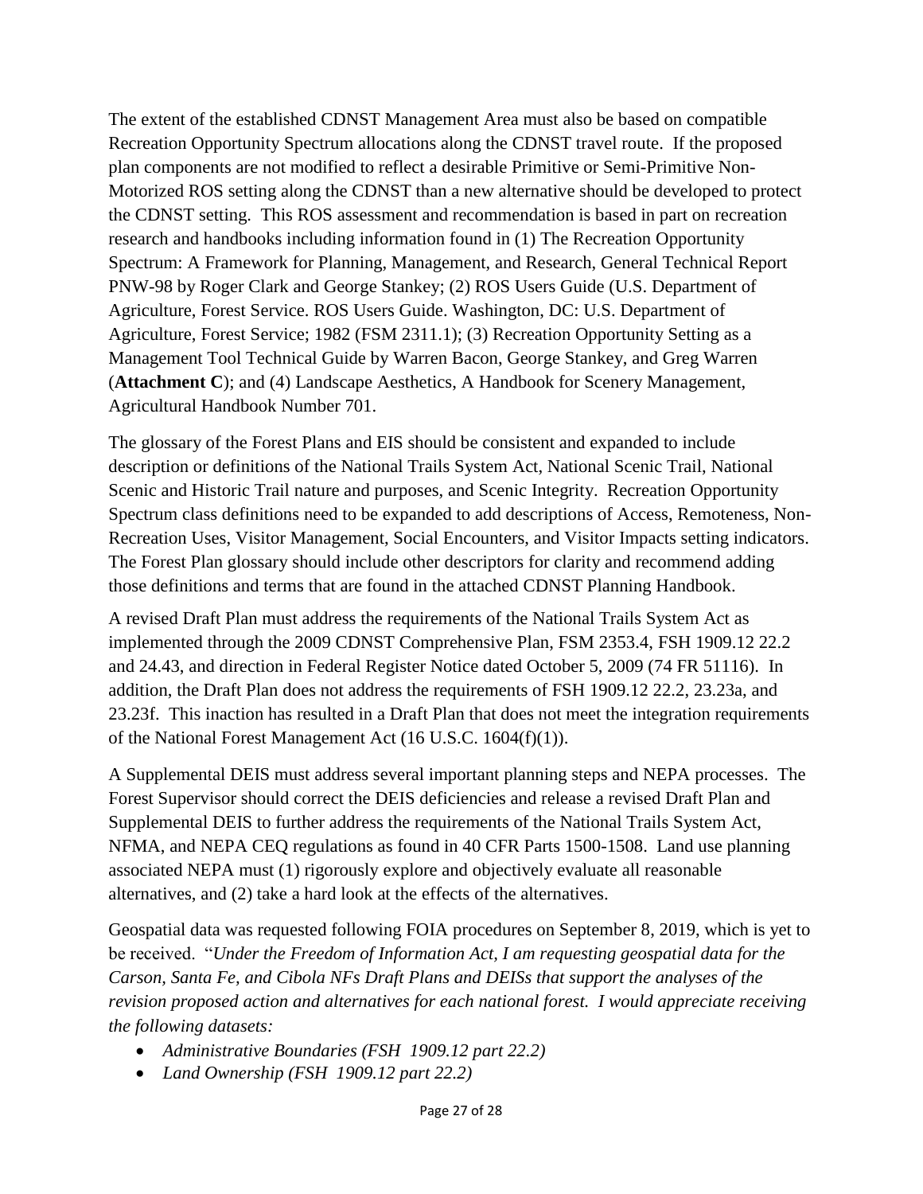The extent of the established CDNST Management Area must also be based on compatible Recreation Opportunity Spectrum allocations along the CDNST travel route. If the proposed plan components are not modified to reflect a desirable Primitive or Semi-Primitive Non-Motorized ROS setting along the CDNST than a new alternative should be developed to protect the CDNST setting. This ROS assessment and recommendation is based in part on recreation research and handbooks including information found in (1) The Recreation Opportunity Spectrum: A Framework for Planning, Management, and Research, General Technical Report PNW-98 by Roger Clark and George Stankey; (2) ROS Users Guide (U.S. Department of Agriculture, Forest Service. ROS Users Guide. Washington, DC: U.S. Department of Agriculture, Forest Service; 1982 (FSM 2311.1); (3) Recreation Opportunity Setting as a Management Tool Technical Guide by Warren Bacon, George Stankey, and Greg Warren (**Attachment C**); and (4) Landscape Aesthetics, A Handbook for Scenery Management, Agricultural Handbook Number 701.

The glossary of the Forest Plans and EIS should be consistent and expanded to include description or definitions of the National Trails System Act, National Scenic Trail, National Scenic and Historic Trail nature and purposes, and Scenic Integrity. Recreation Opportunity Spectrum class definitions need to be expanded to add descriptions of Access, Remoteness, Non-Recreation Uses, Visitor Management, Social Encounters, and Visitor Impacts setting indicators. The Forest Plan glossary should include other descriptors for clarity and recommend adding those definitions and terms that are found in the attached CDNST Planning Handbook.

A revised Draft Plan must address the requirements of the National Trails System Act as implemented through the 2009 CDNST Comprehensive Plan, FSM 2353.4, FSH 1909.12 22.2 and 24.43, and direction in Federal Register Notice dated October 5, 2009 (74 FR 51116). In addition, the Draft Plan does not address the requirements of FSH 1909.12 22.2, 23.23a, and 23.23f. This inaction has resulted in a Draft Plan that does not meet the integration requirements of the National Forest Management Act (16 U.S.C. 1604(f)(1)).

A Supplemental DEIS must address several important planning steps and NEPA processes. The Forest Supervisor should correct the DEIS deficiencies and release a revised Draft Plan and Supplemental DEIS to further address the requirements of the National Trails System Act, NFMA, and NEPA CEQ regulations as found in 40 CFR Parts 1500-1508. Land use planning associated NEPA must (1) rigorously explore and objectively evaluate all reasonable alternatives, and (2) take a hard look at the effects of the alternatives.

Geospatial data was requested following FOIA procedures on September 8, 2019, which is yet to be received. "*Under the Freedom of Information Act, I am requesting geospatial data for the Carson, Santa Fe, and Cibola NFs Draft Plans and DEISs that support the analyses of the revision proposed action and alternatives for each national forest. I would appreciate receiving the following datasets:*

- *Administrative Boundaries (FSH 1909.12 part 22.2)*
- *Land Ownership (FSH 1909.12 part 22.2)*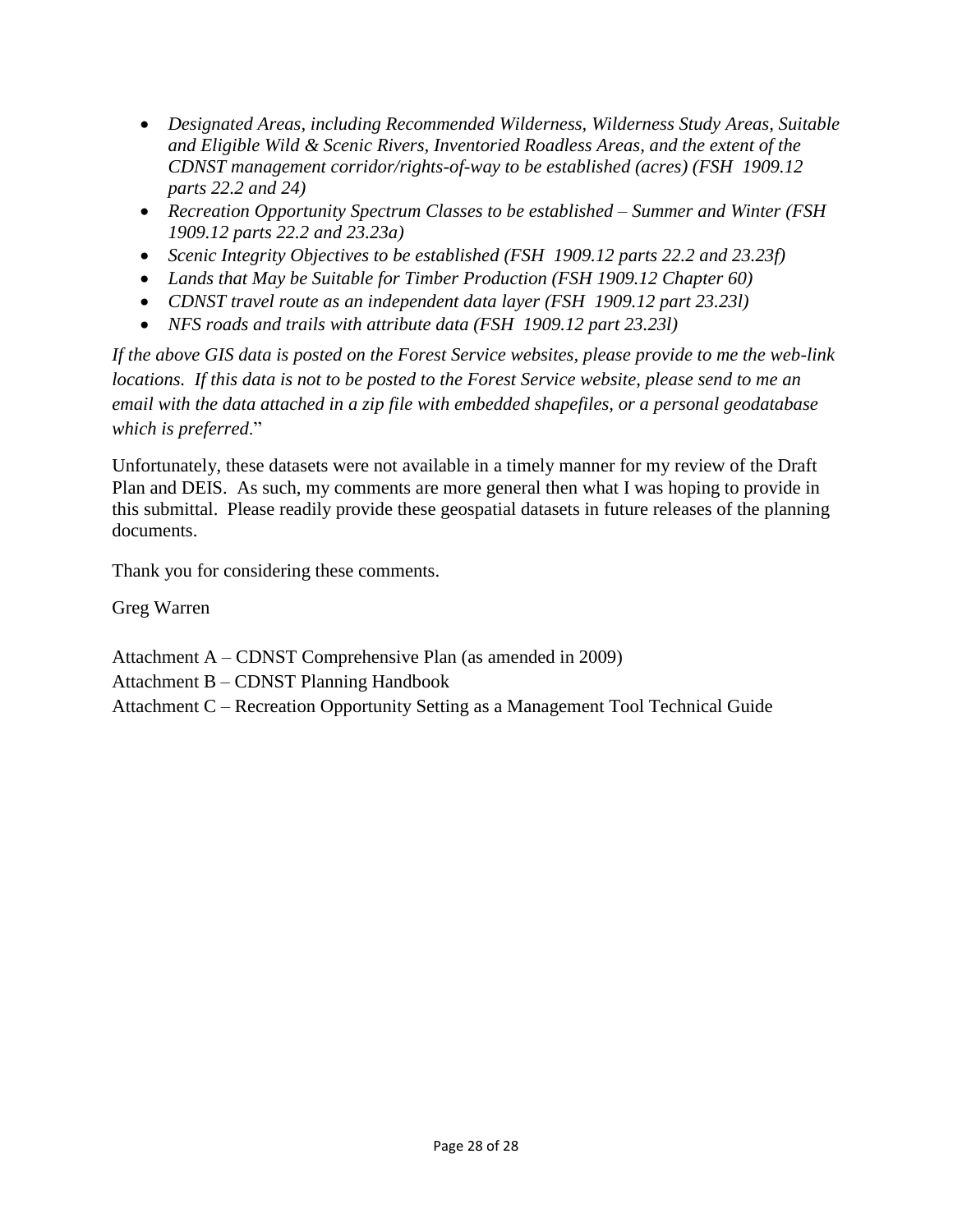- *Designated Areas, including Recommended Wilderness, Wilderness Study Areas, Suitable and Eligible Wild & Scenic Rivers, Inventoried Roadless Areas, and the extent of the CDNST management corridor/rights-of-way to be established (acres) (FSH 1909.12 parts 22.2 and 24)*
- *Recreation Opportunity Spectrum Classes to be established – Summer and Winter (FSH 1909.12 parts 22.2 and 23.23a)*
- *Scenic Integrity Objectives to be established (FSH 1909.12 parts 22.2 and 23.23f)*
- *Lands that May be Suitable for Timber Production (FSH 1909.12 Chapter 60)*
- *CDNST travel route as an independent data layer (FSH 1909.12 part 23.23l)*
- *NFS roads and trails with attribute data (FSH 1909.12 part 23.23l)*

*If the above GIS data is posted on the Forest Service websites, please provide to me the web-link locations. If this data is not to be posted to the Forest Service website, please send to me an email with the data attached in a zip file with embedded shapefiles, or a personal geodatabase which is preferred*."

Unfortunately, these datasets were not available in a timely manner for my review of the Draft Plan and DEIS. As such, my comments are more general then what I was hoping to provide in this submittal. Please readily provide these geospatial datasets in future releases of the planning documents.

Thank you for considering these comments.

Greg Warren

Attachment A – CDNST Comprehensive Plan (as amended in 2009)

Attachment B – CDNST Planning Handbook

Attachment C – Recreation Opportunity Setting as a Management Tool Technical Guide